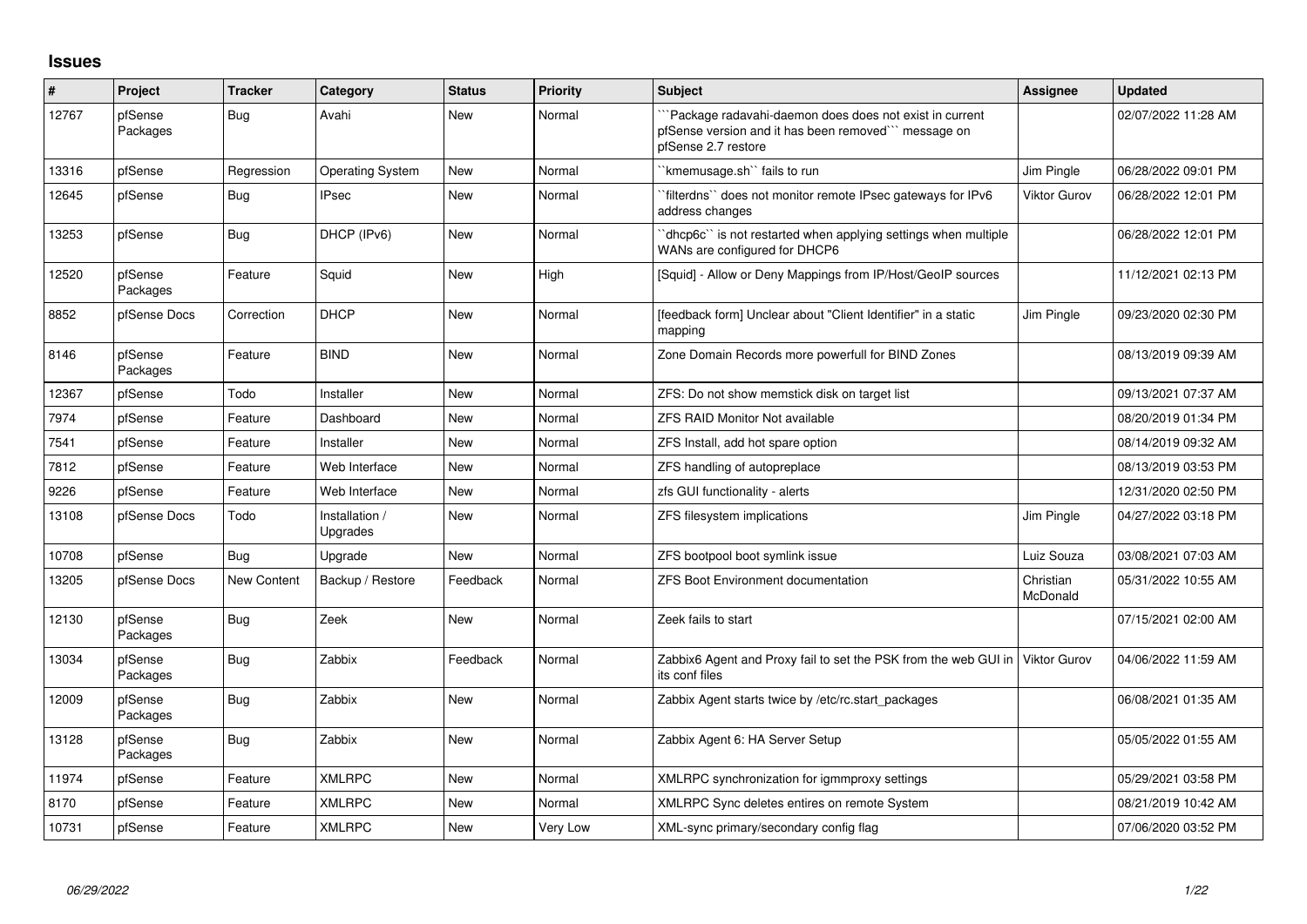# Issues

| # | Project | Tracker | Category | Status | Priority | Subject | Assignee | Updated |
|---|---|---|---|---|---|---|---|---|
| 12767 | pfSense Packages | Bug | Avahi | New | Normal | ```Package radavahi-daemon does does not exist in current pfSense version and it has been removed``` message on pfSense 2.7 restore | | 02/07/2022 11:28 AM |
| 13316 | pfSense | Regression | Operating System | New | Normal | ``kmemusage.sh`` fails to run | Jim Pingle | 06/28/2022 09:01 PM |
| 12645 | pfSense | Bug | IPsec | New | Normal | ``filterdns`` does not monitor remote IPsec gateways for IPv6 address changes | Viktor Gurov | 06/28/2022 12:01 PM |
| 13253 | pfSense | Bug | DHCP (IPv6) | New | Normal | ``dhcp6c`` is not restarted when applying settings when multiple WANs are configured for DHCP6 | | 06/28/2022 12:01 PM |
| 12520 | pfSense Packages | Feature | Squid | New | High | [Squid] - Allow or Deny Mappings from IP/Host/GeoIP sources | | 11/12/2021 02:13 PM |
| 8852 | pfSense Docs | Correction | DHCP | New | Normal | [feedback form] Unclear about "Client Identifier" in a static mapping | Jim Pingle | 09/23/2020 02:30 PM |
| 8146 | pfSense Packages | Feature | BIND | New | Normal | Zone Domain Records more powerfull for BIND Zones | | 08/13/2019 09:39 AM |
| 12367 | pfSense | Todo | Installer | New | Normal | ZFS: Do not show memstick disk on target list | | 09/13/2021 07:37 AM |
| 7974 | pfSense | Feature | Dashboard | New | Normal | ZFS RAID Monitor Not available | | 08/20/2019 01:34 PM |
| 7541 | pfSense | Feature | Installer | New | Normal | ZFS Install, add hot spare option | | 08/14/2019 09:32 AM |
| 7812 | pfSense | Feature | Web Interface | New | Normal | ZFS handling of autopreplace | | 08/13/2019 03:53 PM |
| 9226 | pfSense | Feature | Web Interface | New | Normal | zfs GUI functionality - alerts | | 12/31/2020 02:50 PM |
| 13108 | pfSense Docs | Todo | Installation / Upgrades | New | Normal | ZFS filesystem implications | Jim Pingle | 04/27/2022 03:18 PM |
| 10708 | pfSense | Bug | Upgrade | New | Normal | ZFS bootpool boot symlink issue | Luiz Souza | 03/08/2021 07:03 AM |
| 13205 | pfSense Docs | New Content | Backup / Restore | Feedback | Normal | ZFS Boot Environment documentation | Christian McDonald | 05/31/2022 10:55 AM |
| 12130 | pfSense Packages | Bug | Zeek | New | Normal | Zeek fails to start | | 07/15/2021 02:00 AM |
| 13034 | pfSense Packages | Bug | Zabbix | Feedback | Normal | Zabbix6 Agent and Proxy fail to set the PSK from the web GUI in its conf files | Viktor Gurov | 04/06/2022 11:59 AM |
| 12009 | pfSense Packages | Bug | Zabbix | New | Normal | Zabbix Agent starts twice by /etc/rc.start_packages | | 06/08/2021 01:35 AM |
| 13128 | pfSense Packages | Bug | Zabbix | New | Normal | Zabbix Agent 6: HA Server Setup | | 05/05/2022 01:55 AM |
| 11974 | pfSense | Feature | XMLRPC | New | Normal | XMLRPC synchronization for igmmproxy settings | | 05/29/2021 03:58 PM |
| 8170 | pfSense | Feature | XMLRPC | New | Normal | XMLRPC Sync deletes entires on remote System | | 08/21/2019 10:42 AM |
| 10731 | pfSense | Feature | XMLRPC | New | Very Low | XML-sync primary/secondary config flag | | 07/06/2020 03:52 PM |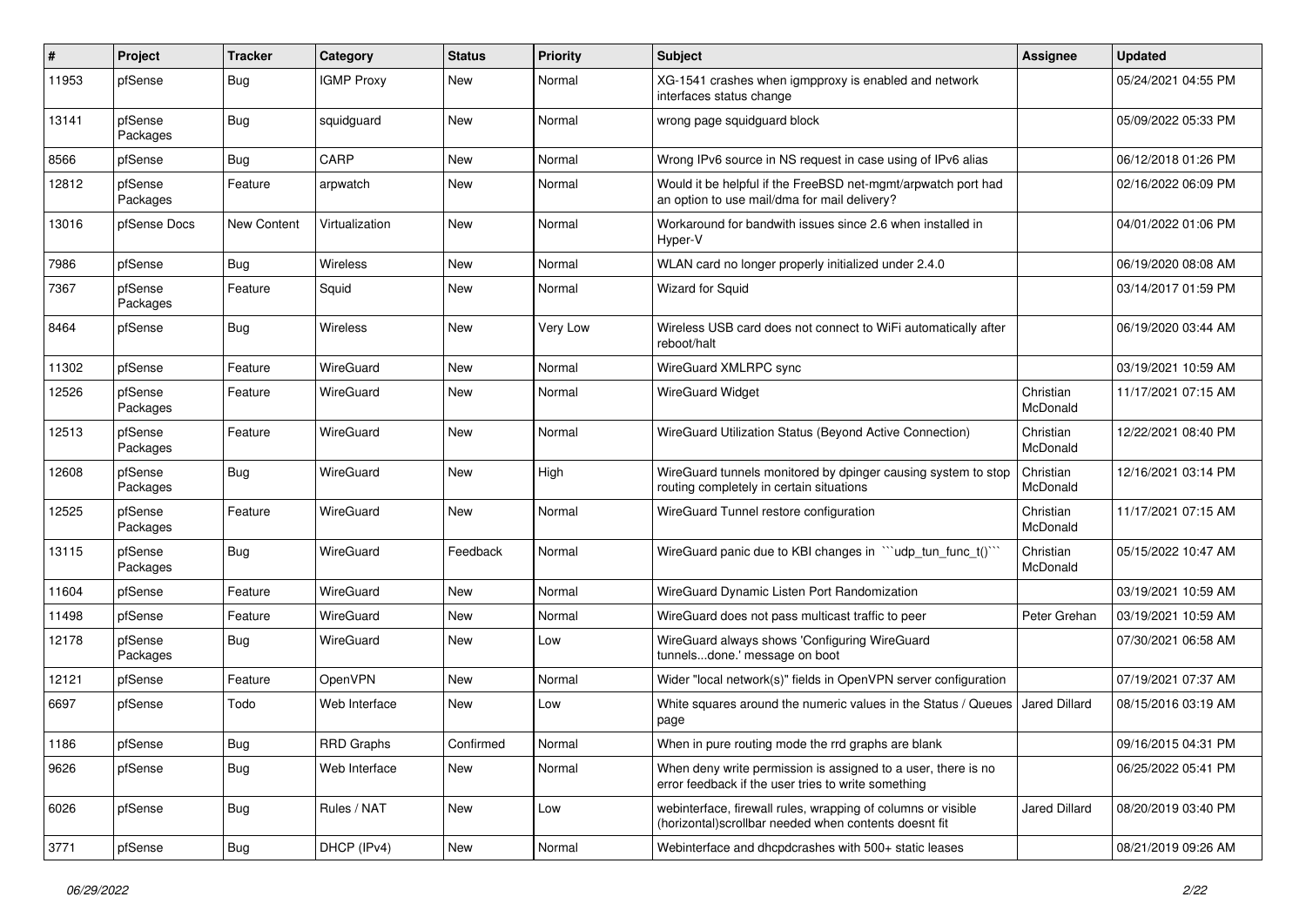| # | Project | Tracker | Category | Status | Priority | Subject | Assignee | Updated |
|---|---|---|---|---|---|---|---|---|
| 11953 | pfSense | Bug | IGMP Proxy | New | Normal | XG-1541 crashes when igmpproxy is enabled and network interfaces status change | | 05/24/2021 04:55 PM |
| 13141 | pfSense Packages | Bug | squidguard | New | Normal | wrong page squidguard block | | 05/09/2022 05:33 PM |
| 8566 | pfSense | Bug | CARP | New | Normal | Wrong IPv6 source in NS request in case using of IPv6 alias | | 06/12/2018 01:26 PM |
| 12812 | pfSense Packages | Feature | arpwatch | New | Normal | Would it be helpful if the FreeBSD net-mgmt/arpwatch port had an option to use mail/dma for mail delivery? | | 02/16/2022 06:09 PM |
| 13016 | pfSense Docs | New Content | Virtualization | New | Normal | Workaround for bandwith issues since 2.6 when installed in Hyper-V | | 04/01/2022 01:06 PM |
| 7986 | pfSense | Bug | Wireless | New | Normal | WLAN card no longer properly initialized under 2.4.0 | | 06/19/2020 08:08 AM |
| 7367 | pfSense Packages | Feature | Squid | New | Normal | Wizard for Squid | | 03/14/2017 01:59 PM |
| 8464 | pfSense | Bug | Wireless | New | Very Low | Wireless USB card does not connect to WiFi automatically after reboot/halt | | 06/19/2020 03:44 AM |
| 11302 | pfSense | Feature | WireGuard | New | Normal | WireGuard XMLRPC sync | | 03/19/2021 10:59 AM |
| 12526 | pfSense Packages | Feature | WireGuard | New | Normal | WireGuard Widget | Christian McDonald | 11/17/2021 07:15 AM |
| 12513 | pfSense Packages | Feature | WireGuard | New | Normal | WireGuard Utilization Status (Beyond Active Connection) | Christian McDonald | 12/22/2021 08:40 PM |
| 12608 | pfSense Packages | Bug | WireGuard | New | High | WireGuard tunnels monitored by dpinger causing system to stop routing completely in certain situations | Christian McDonald | 12/16/2021 03:14 PM |
| 12525 | pfSense Packages | Feature | WireGuard | New | Normal | WireGuard Tunnel restore configuration | Christian McDonald | 11/17/2021 07:15 AM |
| 13115 | pfSense Packages | Bug | WireGuard | Feedback | Normal | WireGuard panic due to KBI changes in ```udp_tun_func_t()``` | Christian McDonald | 05/15/2022 10:47 AM |
| 11604 | pfSense | Feature | WireGuard | New | Normal | WireGuard Dynamic Listen Port Randomization | | 03/19/2021 10:59 AM |
| 11498 | pfSense | Feature | WireGuard | New | Normal | WireGuard does not pass multicast traffic to peer | Peter Grehan | 03/19/2021 10:59 AM |
| 12178 | pfSense Packages | Bug | WireGuard | New | Low | WireGuard always shows 'Configuring WireGuard tunnels...done.' message on boot | | 07/30/2021 06:58 AM |
| 12121 | pfSense | Feature | OpenVPN | New | Normal | Wider "local network(s)" fields in OpenVPN server configuration | | 07/19/2021 07:37 AM |
| 6697 | pfSense | Todo | Web Interface | New | Low | White squares around the numeric values in the Status / Queues page | Jared Dillard | 08/15/2016 03:19 AM |
| 1186 | pfSense | Bug | RRD Graphs | Confirmed | Normal | When in pure routing mode the rrd graphs are blank | | 09/16/2015 04:31 PM |
| 9626 | pfSense | Bug | Web Interface | New | Normal | When deny write permission is assigned to a user, there is no error feedback if the user tries to write something | | 06/25/2022 05:41 PM |
| 6026 | pfSense | Bug | Rules / NAT | New | Low | webinterface, firewall rules, wrapping of columns or visible (horizontal)scrollbar needed when contents doesnt fit | Jared Dillard | 08/20/2019 03:40 PM |
| 3771 | pfSense | Bug | DHCP (IPv4) | New | Normal | Webinterface and dhcpdcrashes with 500+ static leases | | 08/21/2019 09:26 AM |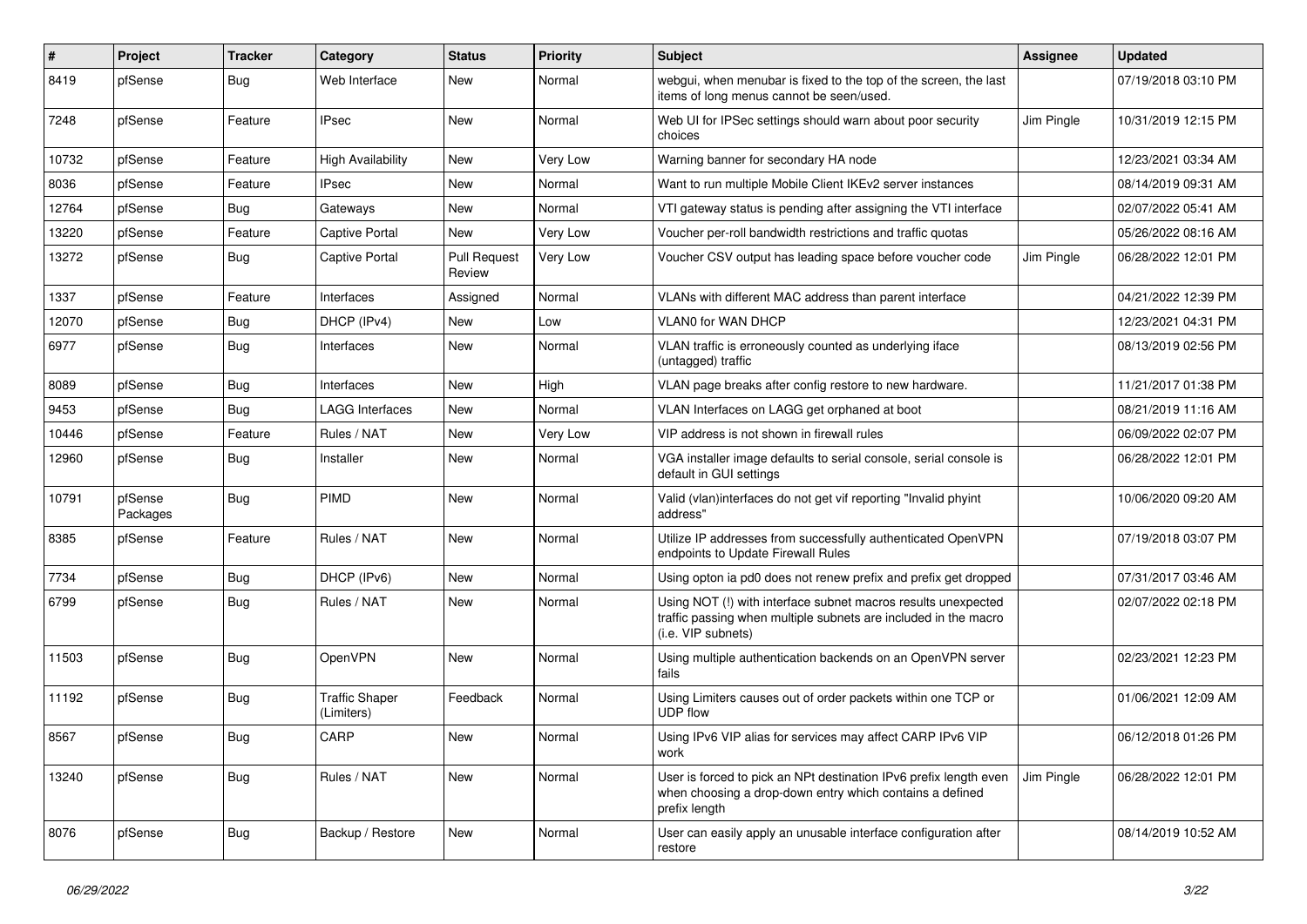| # | Project | Tracker | Category | Status | Priority | Subject | Assignee | Updated |
|---|---|---|---|---|---|---|---|---|
| 8419 | pfSense | Bug | Web Interface | New | Normal | webgui, when menubar is fixed to the top of the screen, the last items of long menus cannot be seen/used. | | 07/19/2018 03:10 PM |
| 7248 | pfSense | Feature | IPsec | New | Normal | Web UI for IPSec settings should warn about poor security choices | Jim Pingle | 10/31/2019 12:15 PM |
| 10732 | pfSense | Feature | High Availability | New | Very Low | Warning banner for secondary HA node | | 12/23/2021 03:34 AM |
| 8036 | pfSense | Feature | IPsec | New | Normal | Want to run multiple Mobile Client IKEv2 server instances | | 08/14/2019 09:31 AM |
| 12764 | pfSense | Bug | Gateways | New | Normal | VTI gateway status is pending after assigning the VTI interface | | 02/07/2022 05:41 AM |
| 13220 | pfSense | Feature | Captive Portal | New | Very Low | Voucher per-roll bandwidth restrictions and traffic quotas | | 05/26/2022 08:16 AM |
| 13272 | pfSense | Bug | Captive Portal | Pull Request Review | Very Low | Voucher CSV output has leading space before voucher code | Jim Pingle | 06/28/2022 12:01 PM |
| 1337 | pfSense | Feature | Interfaces | Assigned | Normal | VLANs with different MAC address than parent interface | | 04/21/2022 12:39 PM |
| 12070 | pfSense | Bug | DHCP (IPv4) | New | Low | VLAN0 for WAN DHCP | | 12/23/2021 04:31 PM |
| 6977 | pfSense | Bug | Interfaces | New | Normal | VLAN traffic is erroneously counted as underlying iface (untagged) traffic | | 08/13/2019 02:56 PM |
| 8089 | pfSense | Bug | Interfaces | New | High | VLAN page breaks after config restore to new hardware. | | 11/21/2017 01:38 PM |
| 9453 | pfSense | Bug | LAGG Interfaces | New | Normal | VLAN Interfaces on LAGG get orphaned at boot | | 08/21/2019 11:16 AM |
| 10446 | pfSense | Feature | Rules / NAT | New | Very Low | VIP address is not shown in firewall rules | | 06/09/2022 02:07 PM |
| 12960 | pfSense | Bug | Installer | New | Normal | VGA installer image defaults to serial console, serial console is default in GUI settings | | 06/28/2022 12:01 PM |
| 10791 | pfSense Packages | Bug | PIMD | New | Normal | Valid (vlan)interfaces do not get vif reporting "Invalid phyint address" | | 10/06/2020 09:20 AM |
| 8385 | pfSense | Feature | Rules / NAT | New | Normal | Utilize IP addresses from successfully authenticated OpenVPN endpoints to Update Firewall Rules | | 07/19/2018 03:07 PM |
| 7734 | pfSense | Bug | DHCP (IPv6) | New | Normal | Using opton ia pd0 does not renew prefix and prefix get dropped | | 07/31/2017 03:46 AM |
| 6799 | pfSense | Bug | Rules / NAT | New | Normal | Using NOT (!) with interface subnet macros results unexpected traffic passing when multiple subnets are included in the macro (i.e. VIP subnets) | | 02/07/2022 02:18 PM |
| 11503 | pfSense | Bug | OpenVPN | New | Normal | Using multiple authentication backends on an OpenVPN server fails | | 02/23/2021 12:23 PM |
| 11192 | pfSense | Bug | Traffic Shaper (Limiters) | Feedback | Normal | Using Limiters causes out of order packets within one TCP or UDP flow | | 01/06/2021 12:09 AM |
| 8567 | pfSense | Bug | CARP | New | Normal | Using IPv6 VIP alias for services may affect CARP IPv6 VIP work | | 06/12/2018 01:26 PM |
| 13240 | pfSense | Bug | Rules / NAT | New | Normal | User is forced to pick an NPt destination IPv6 prefix length even when choosing a drop-down entry which contains a defined prefix length | Jim Pingle | 06/28/2022 12:01 PM |
| 8076 | pfSense | Bug | Backup / Restore | New | Normal | User can easily apply an unusable interface configuration after restore | | 08/14/2019 10:52 AM |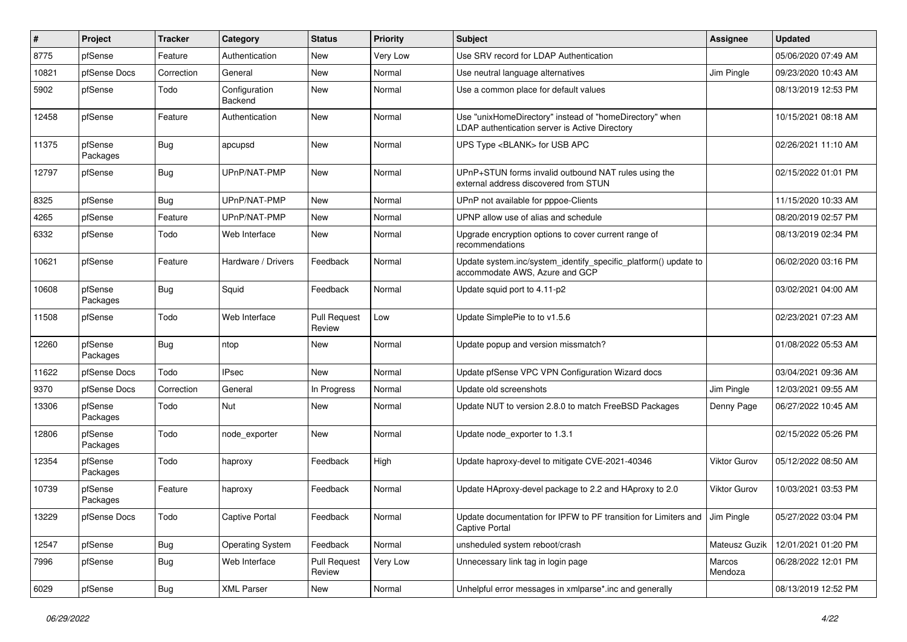| # | Project | Tracker | Category | Status | Priority | Subject | Assignee | Updated |
|---|---|---|---|---|---|---|---|---|
| 8775 | pfSense | Feature | Authentication | New | Very Low | Use SRV record for LDAP Authentication | | 05/06/2020 07:49 AM |
| 10821 | pfSense Docs | Correction | General | New | Normal | Use neutral language alternatives | Jim Pingle | 09/23/2020 10:43 AM |
| 5902 | pfSense | Todo | Configuration Backend | New | Normal | Use a common place for default values | | 08/13/2019 12:53 PM |
| 12458 | pfSense | Feature | Authentication | New | Normal | Use "unixHomeDirectory" instead of "homeDirectory" when LDAP authentication server is Active Directory | | 10/15/2021 08:18 AM |
| 11375 | pfSense Packages | Bug | apcupsd | New | Normal | UPS Type <BLANK> for USB APC | | 02/26/2021 11:10 AM |
| 12797 | pfSense | Bug | UPnP/NAT-PMP | New | Normal | UPnP+STUN forms invalid outbound NAT rules using the external address discovered from STUN | | 02/15/2022 01:01 PM |
| 8325 | pfSense | Bug | UPnP/NAT-PMP | New | Normal | UPnP not available for pppoe-Clients | | 11/15/2020 10:33 AM |
| 4265 | pfSense | Feature | UPnP/NAT-PMP | New | Normal | UPNP allow use of alias and schedule | | 08/20/2019 02:57 PM |
| 6332 | pfSense | Todo | Web Interface | New | Normal | Upgrade encryption options to cover current range of recommendations | | 08/13/2019 02:34 PM |
| 10621 | pfSense | Feature | Hardware / Drivers | Feedback | Normal | Update system.inc/system_identify_specific_platform() update to accommodate AWS, Azure and GCP | | 06/02/2020 03:16 PM |
| 10608 | pfSense Packages | Bug | Squid | Feedback | Normal | Update squid port to 4.11-p2 | | 03/02/2021 04:00 AM |
| 11508 | pfSense | Todo | Web Interface | Pull Request Review | Low | Update SimplePie to to v1.5.6 | | 02/23/2021 07:23 AM |
| 12260 | pfSense Packages | Bug | ntop | New | Normal | Update popup and version missmatch? | | 01/08/2022 05:53 AM |
| 11622 | pfSense Docs | Todo | IPsec | New | Normal | Update pfSense VPC VPN Configuration Wizard docs | | 03/04/2021 09:36 AM |
| 9370 | pfSense Docs | Correction | General | In Progress | Normal | Update old screenshots | Jim Pingle | 12/03/2021 09:55 AM |
| 13306 | pfSense Packages | Todo | Nut | New | Normal | Update NUT to version 2.8.0 to match FreeBSD Packages | Denny Page | 06/27/2022 10:45 AM |
| 12806 | pfSense Packages | Todo | node_exporter | New | Normal | Update node_exporter to 1.3.1 | | 02/15/2022 05:26 PM |
| 12354 | pfSense Packages | Todo | haproxy | Feedback | High | Update haproxy-devel to mitigate CVE-2021-40346 | Viktor Gurov | 05/12/2022 08:50 AM |
| 10739 | pfSense Packages | Feature | haproxy | Feedback | Normal | Update HAproxy-devel package to 2.2 and HAproxy to 2.0 | Viktor Gurov | 10/03/2021 03:53 PM |
| 13229 | pfSense Docs | Todo | Captive Portal | Feedback | Normal | Update documentation for IPFW to PF transition for Limiters and Captive Portal | Jim Pingle | 05/27/2022 03:04 PM |
| 12547 | pfSense | Bug | Operating System | Feedback | Normal | unsheduled system reboot/crash | Mateusz Guzik | 12/01/2021 01:20 PM |
| 7996 | pfSense | Bug | Web Interface | Pull Request Review | Very Low | Unnecessary link tag in login page | Marcos Mendoza | 06/28/2022 12:01 PM |
| 6029 | pfSense | Bug | XML Parser | New | Normal | Unhelpful error messages in xmlparse*.inc and generally | | 08/13/2019 12:52 PM |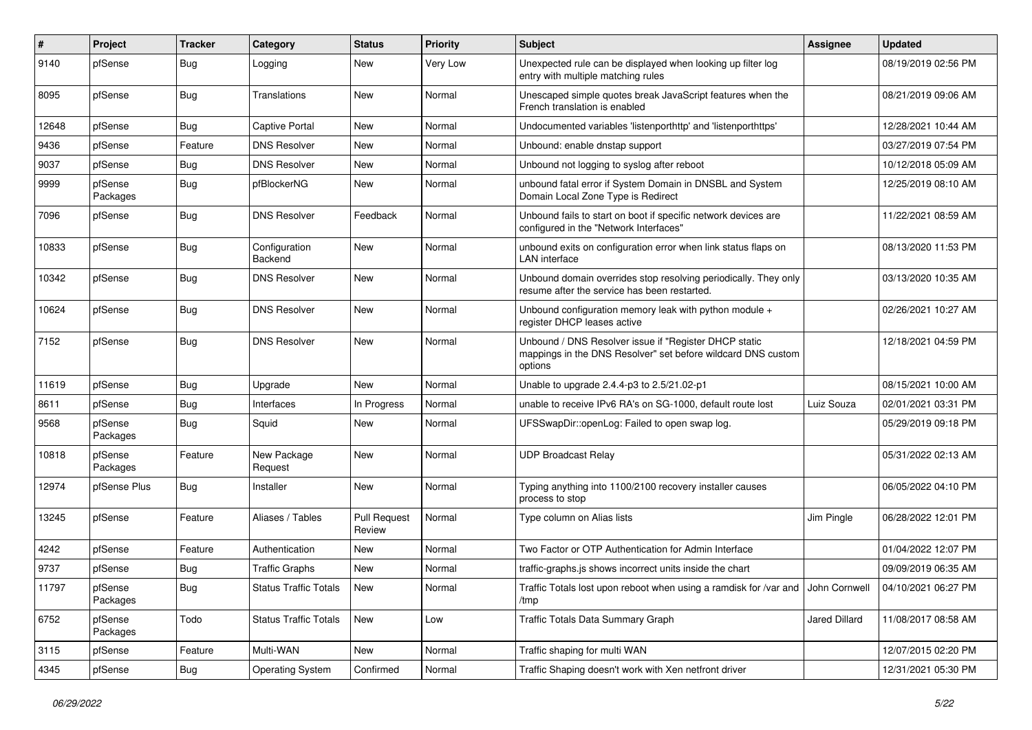| # | Project | Tracker | Category | Status | Priority | Subject | Assignee | Updated |
|---|---|---|---|---|---|---|---|---|
| 9140 | pfSense | Bug | Logging | New | Very Low | Unexpected rule can be displayed when looking up filter log entry with multiple matching rules | | 08/19/2019 02:56 PM |
| 8095 | pfSense | Bug | Translations | New | Normal | Unescaped simple quotes break JavaScript features when the French translation is enabled | | 08/21/2019 09:06 AM |
| 12648 | pfSense | Bug | Captive Portal | New | Normal | Undocumented variables 'listenporthttp' and 'listenporthttps' | | 12/28/2021 10:44 AM |
| 9436 | pfSense | Feature | DNS Resolver | New | Normal | Unbound: enable dnstap support | | 03/27/2019 07:54 PM |
| 9037 | pfSense | Bug | DNS Resolver | New | Normal | Unbound not logging to syslog after reboot | | 10/12/2018 05:09 AM |
| 9999 | pfSense Packages | Bug | pfBlockerNG | New | Normal | unbound fatal error if System Domain in DNSBL and System Domain Local Zone Type is Redirect | | 12/25/2019 08:10 AM |
| 7096 | pfSense | Bug | DNS Resolver | Feedback | Normal | Unbound fails to start on boot if specific network devices are configured in the "Network Interfaces" | | 11/22/2021 08:59 AM |
| 10833 | pfSense | Bug | Configuration Backend | New | Normal | unbound exits on configuration error when link status flaps on LAN interface | | 08/13/2020 11:53 PM |
| 10342 | pfSense | Bug | DNS Resolver | New | Normal | Unbound domain overrides stop resolving periodically. They only resume after the service has been restarted. | | 03/13/2020 10:35 AM |
| 10624 | pfSense | Bug | DNS Resolver | New | Normal | Unbound configuration memory leak with python module + register DHCP leases active | | 02/26/2021 10:27 AM |
| 7152 | pfSense | Bug | DNS Resolver | New | Normal | Unbound / DNS Resolver issue if "Register DHCP static mappings in the DNS Resolver" set before wildcard DNS custom options | | 12/18/2021 04:59 PM |
| 11619 | pfSense | Bug | Upgrade | New | Normal | Unable to upgrade 2.4.4-p3 to 2.5/21.02-p1 | | 08/15/2021 10:00 AM |
| 8611 | pfSense | Bug | Interfaces | In Progress | Normal | unable to receive IPv6 RA's on SG-1000, default route lost | Luiz Souza | 02/01/2021 03:31 PM |
| 9568 | pfSense Packages | Bug | Squid | New | Normal | UFSSwapDir::openLog: Failed to open swap log. | | 05/29/2019 09:18 PM |
| 10818 | pfSense Packages | Feature | New Package Request | New | Normal | UDP Broadcast Relay | | 05/31/2022 02:13 AM |
| 12974 | pfSense Plus | Bug | Installer | New | Normal | Typing anything into 1100/2100 recovery installer causes process to stop | | 06/05/2022 04:10 PM |
| 13245 | pfSense | Feature | Aliases / Tables | Pull Request Review | Normal | Type column on Alias lists | Jim Pingle | 06/28/2022 12:01 PM |
| 4242 | pfSense | Feature | Authentication | New | Normal | Two Factor or OTP Authentication for Admin Interface | | 01/04/2022 12:07 PM |
| 9737 | pfSense | Bug | Traffic Graphs | New | Normal | traffic-graphs.js shows incorrect units inside the chart | | 09/09/2019 06:35 AM |
| 11797 | pfSense Packages | Bug | Status Traffic Totals | New | Normal | Traffic Totals lost upon reboot when using a ramdisk for /var and /tmp | John Cornwell | 04/10/2021 06:27 PM |
| 6752 | pfSense Packages | Todo | Status Traffic Totals | New | Low | Traffic Totals Data Summary Graph | Jared Dillard | 11/08/2017 08:58 AM |
| 3115 | pfSense | Feature | Multi-WAN | New | Normal | Traffic shaping for multi WAN | | 12/07/2015 02:20 PM |
| 4345 | pfSense | Bug | Operating System | Confirmed | Normal | Traffic Shaping doesn't work with Xen netfront driver | | 12/31/2021 05:30 PM |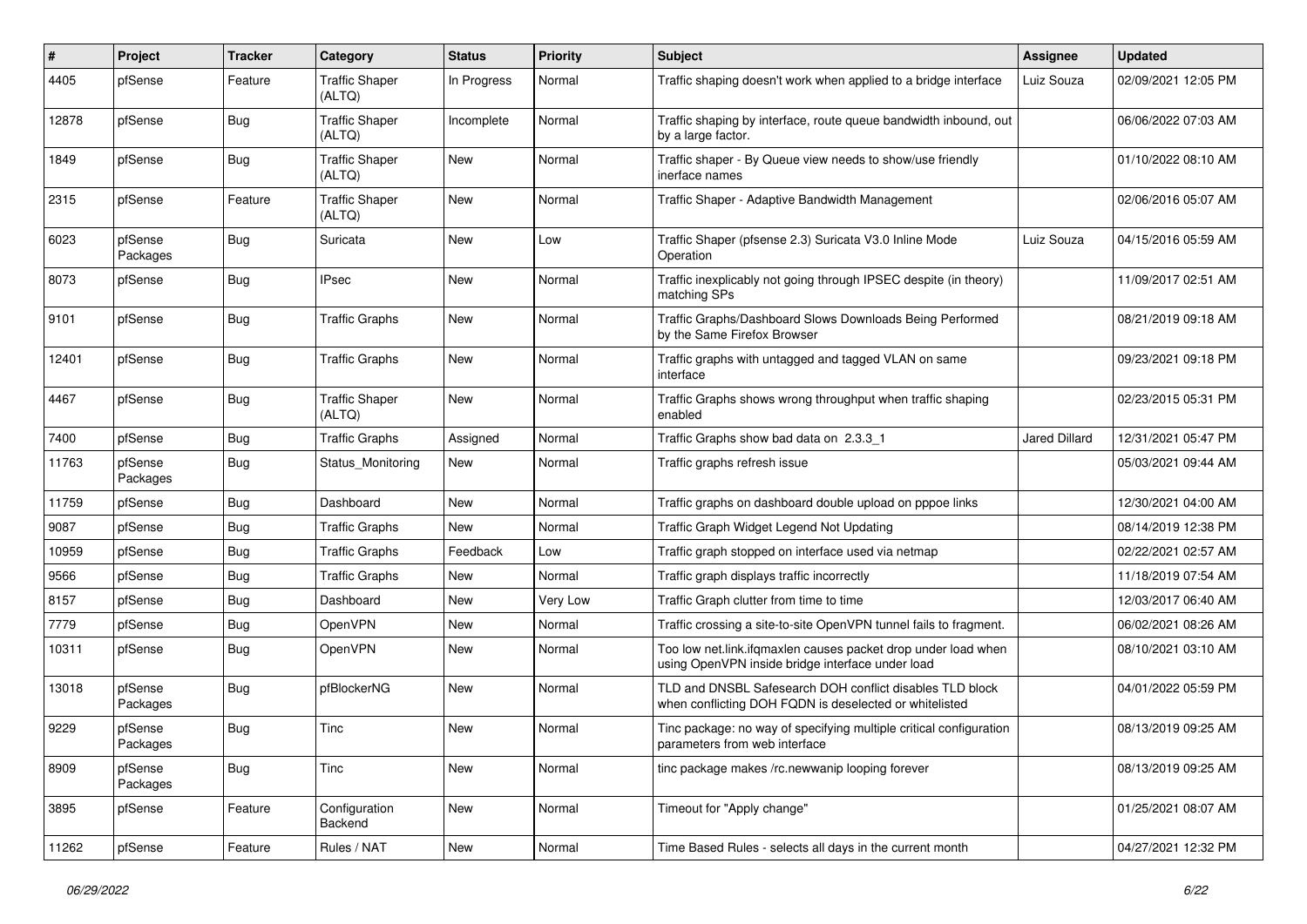| # | Project | Tracker | Category | Status | Priority | Subject | Assignee | Updated |
| --- | --- | --- | --- | --- | --- | --- | --- | --- |
| 4405 | pfSense | Feature | Traffic Shaper (ALTQ) | In Progress | Normal | Traffic shaping doesn't work when applied to a bridge interface | Luiz Souza | 02/09/2021 12:05 PM |
| 12878 | pfSense | Bug | Traffic Shaper (ALTQ) | Incomplete | Normal | Traffic shaping by interface, route queue bandwidth inbound, out by a large factor. | | 06/06/2022 07:03 AM |
| 1849 | pfSense | Bug | Traffic Shaper (ALTQ) | New | Normal | Traffic shaper - By Queue view needs to show/use friendly inerface names | | 01/10/2022 08:10 AM |
| 2315 | pfSense | Feature | Traffic Shaper (ALTQ) | New | Normal | Traffic Shaper - Adaptive Bandwidth Management | | 02/06/2016 05:07 AM |
| 6023 | pfSense Packages | Bug | Suricata | New | Low | Traffic Shaper (pfsense 2.3) Suricata V3.0 Inline Mode Operation | Luiz Souza | 04/15/2016 05:59 AM |
| 8073 | pfSense | Bug | IPsec | New | Normal | Traffic inexplicably not going through IPSEC despite (in theory) matching SPs | | 11/09/2017 02:51 AM |
| 9101 | pfSense | Bug | Traffic Graphs | New | Normal | Traffic Graphs/Dashboard Slows Downloads Being Performed by the Same Firefox Browser | | 08/21/2019 09:18 AM |
| 12401 | pfSense | Bug | Traffic Graphs | New | Normal | Traffic graphs with untagged and tagged VLAN on same interface | | 09/23/2021 09:18 PM |
| 4467 | pfSense | Bug | Traffic Shaper (ALTQ) | New | Normal | Traffic Graphs shows wrong throughput when traffic shaping enabled | | 02/23/2015 05:31 PM |
| 7400 | pfSense | Bug | Traffic Graphs | Assigned | Normal | Traffic Graphs show bad data on 2.3.3_1 | Jared Dillard | 12/31/2021 05:47 PM |
| 11763 | pfSense Packages | Bug | Status_Monitoring | New | Normal | Traffic graphs refresh issue | | 05/03/2021 09:44 AM |
| 11759 | pfSense | Bug | Dashboard | New | Normal | Traffic graphs on dashboard double upload on pppoe links | | 12/30/2021 04:00 AM |
| 9087 | pfSense | Bug | Traffic Graphs | New | Normal | Traffic Graph Widget Legend Not Updating | | 08/14/2019 12:38 PM |
| 10959 | pfSense | Bug | Traffic Graphs | Feedback | Low | Traffic graph stopped on interface used via netmap | | 02/22/2021 02:57 AM |
| 9566 | pfSense | Bug | Traffic Graphs | New | Normal | Traffic graph displays traffic incorrectly | | 11/18/2019 07:54 AM |
| 8157 | pfSense | Bug | Dashboard | New | Very Low | Traffic Graph clutter from time to time | | 12/03/2017 06:40 AM |
| 7779 | pfSense | Bug | OpenVPN | New | Normal | Traffic crossing a site-to-site OpenVPN tunnel fails to fragment. | | 06/02/2021 08:26 AM |
| 10311 | pfSense | Bug | OpenVPN | New | Normal | Too low net.link.ifqmaxlen causes packet drop under load when using OpenVPN inside bridge interface under load | | 08/10/2021 03:10 AM |
| 13018 | pfSense Packages | Bug | pfBlockerNG | New | Normal | TLD and DNSBL Safesearch DOH conflict disables TLD block when conflicting DOH FQDN is deselected or whitelisted | | 04/01/2022 05:59 PM |
| 9229 | pfSense Packages | Bug | Tinc | New | Normal | Tinc package: no way of specifying multiple critical configuration parameters from web interface | | 08/13/2019 09:25 AM |
| 8909 | pfSense Packages | Bug | Tinc | New | Normal | tinc package makes /rc.newwanip looping forever | | 08/13/2019 09:25 AM |
| 3895 | pfSense | Feature | Configuration Backend | New | Normal | Timeout for "Apply change" | | 01/25/2021 08:07 AM |
| 11262 | pfSense | Feature | Rules / NAT | New | Normal | Time Based Rules - selects all days in the current month | | 04/27/2021 12:32 PM |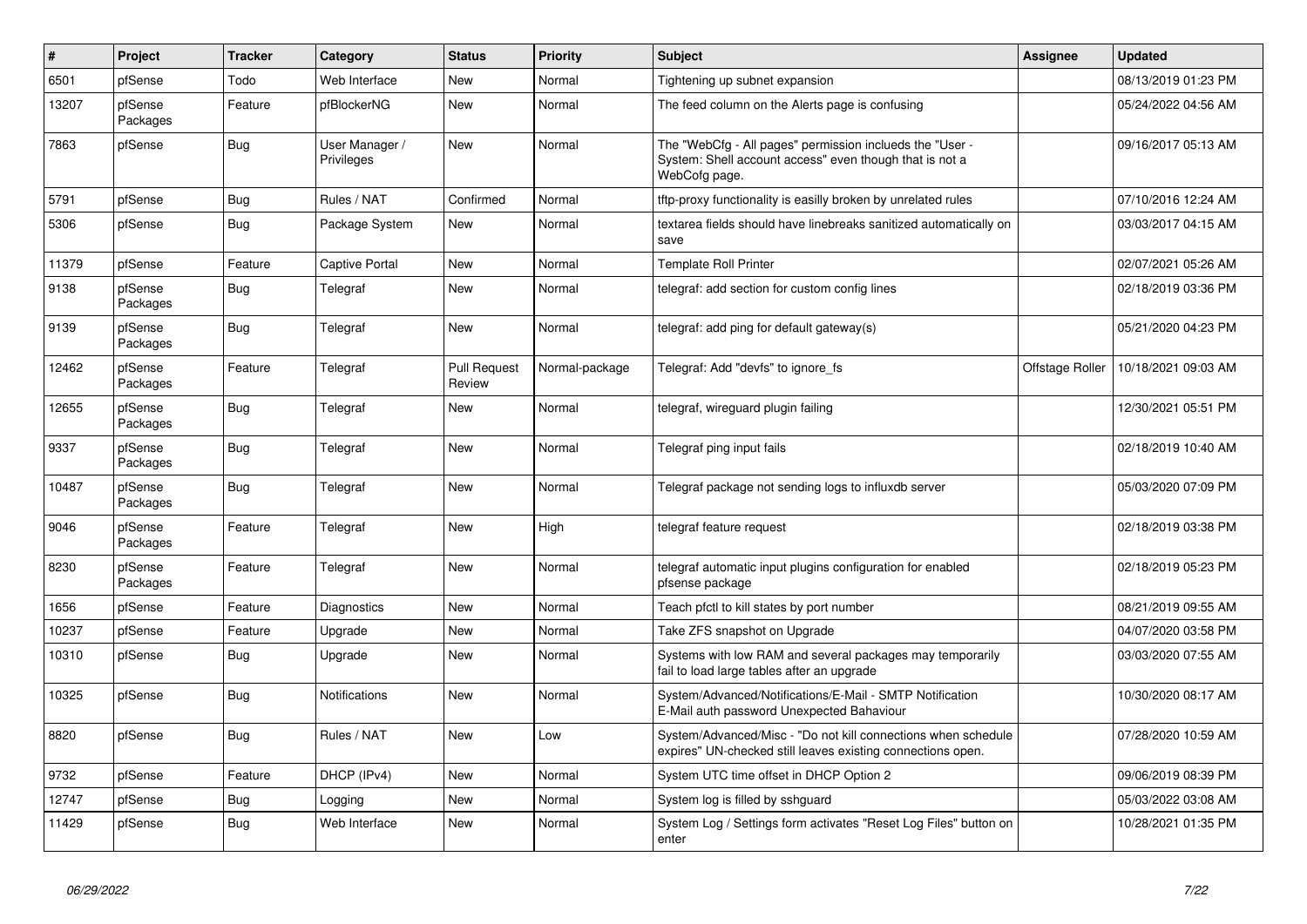| # | Project | Tracker | Category | Status | Priority | Subject | Assignee | Updated |
|---|---|---|---|---|---|---|---|---|
| 6501 | pfSense | Todo | Web Interface | New | Normal | Tightening up subnet expansion | | 08/13/2019 01:23 PM |
| 13207 | pfSense Packages | Feature | pfBlockerNG | New | Normal | The feed column on the Alerts page is confusing | | 05/24/2022 04:56 AM |
| 7863 | pfSense | Bug | User Manager / Privileges | New | Normal | The "WebCfg - All pages" permission inclueds the "User - System: Shell account access" even though that is not a WebCofg page. | | 09/16/2017 05:13 AM |
| 5791 | pfSense | Bug | Rules / NAT | Confirmed | Normal | tftp-proxy functionality is easilly broken by unrelated rules | | 07/10/2016 12:24 AM |
| 5306 | pfSense | Bug | Package System | New | Normal | textarea fields should have linebreaks sanitized automatically on save | | 03/03/2017 04:15 AM |
| 11379 | pfSense | Feature | Captive Portal | New | Normal | Template Roll Printer | | 02/07/2021 05:26 AM |
| 9138 | pfSense Packages | Bug | Telegraf | New | Normal | telegraf: add section for custom config lines | | 02/18/2019 03:36 PM |
| 9139 | pfSense Packages | Bug | Telegraf | New | Normal | telegraf: add ping for default gateway(s) | | 05/21/2020 04:23 PM |
| 12462 | pfSense Packages | Feature | Telegraf | Pull Request Review | Normal-package | Telegraf: Add "devfs" to ignore_fs | Offstage Roller | 10/18/2021 09:03 AM |
| 12655 | pfSense Packages | Bug | Telegraf | New | Normal | telegraf, wireguard plugin failing | | 12/30/2021 05:51 PM |
| 9337 | pfSense Packages | Bug | Telegraf | New | Normal | Telegraf ping input fails | | 02/18/2019 10:40 AM |
| 10487 | pfSense Packages | Bug | Telegraf | New | Normal | Telegraf package not sending logs to influxdb server | | 05/03/2020 07:09 PM |
| 9046 | pfSense Packages | Feature | Telegraf | New | High | telegraf feature request | | 02/18/2019 03:38 PM |
| 8230 | pfSense Packages | Feature | Telegraf | New | Normal | telegraf automatic input plugins configuration for enabled pfsense package | | 02/18/2019 05:23 PM |
| 1656 | pfSense | Feature | Diagnostics | New | Normal | Teach pfctl to kill states by port number | | 08/21/2019 09:55 AM |
| 10237 | pfSense | Feature | Upgrade | New | Normal | Take ZFS snapshot on Upgrade | | 04/07/2020 03:58 PM |
| 10310 | pfSense | Bug | Upgrade | New | Normal | Systems with low RAM and several packages may temporarily fail to load large tables after an upgrade | | 03/03/2020 07:55 AM |
| 10325 | pfSense | Bug | Notifications | New | Normal | System/Advanced/Notifications/E-Mail - SMTP Notification E-Mail auth password Unexpected Bahaviour | | 10/30/2020 08:17 AM |
| 8820 | pfSense | Bug | Rules / NAT | New | Low | System/Advanced/Misc - "Do not kill connections when schedule expires" UN-checked still leaves existing connections open. | | 07/28/2020 10:59 AM |
| 9732 | pfSense | Feature | DHCP (IPv4) | New | Normal | System UTC time offset in DHCP Option 2 | | 09/06/2019 08:39 PM |
| 12747 | pfSense | Bug | Logging | New | Normal | System log is filled by sshguard | | 05/03/2022 03:08 AM |
| 11429 | pfSense | Bug | Web Interface | New | Normal | System Log / Settings form activates "Reset Log Files" button on enter | | 10/28/2021 01:35 PM |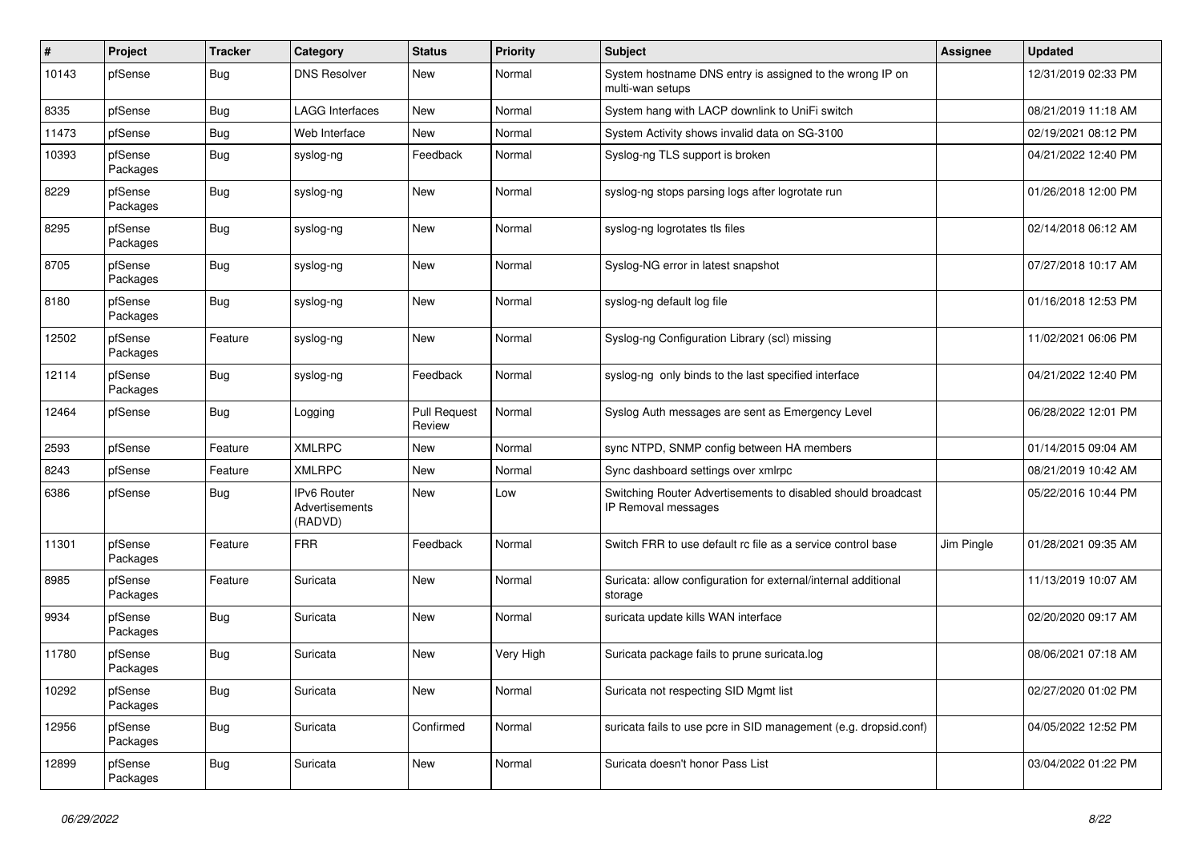| # | Project | Tracker | Category | Status | Priority | Subject | Assignee | Updated |
|---|---|---|---|---|---|---|---|---|
| 10143 | pfSense | Bug | DNS Resolver | New | Normal | System hostname DNS entry is assigned to the wrong IP on multi-wan setups | | 12/31/2019 02:33 PM |
| 8335 | pfSense | Bug | LAGG Interfaces | New | Normal | System hang with LACP downlink to UniFi switch | | 08/21/2019 11:18 AM |
| 11473 | pfSense | Bug | Web Interface | New | Normal | System Activity shows invalid data on SG-3100 | | 02/19/2021 08:12 PM |
| 10393 | pfSense Packages | Bug | syslog-ng | Feedback | Normal | Syslog-ng TLS support is broken | | 04/21/2022 12:40 PM |
| 8229 | pfSense Packages | Bug | syslog-ng | New | Normal | syslog-ng stops parsing logs after logrotate run | | 01/26/2018 12:00 PM |
| 8295 | pfSense Packages | Bug | syslog-ng | New | Normal | syslog-ng logrotates tls files | | 02/14/2018 06:12 AM |
| 8705 | pfSense Packages | Bug | syslog-ng | New | Normal | Syslog-NG error in latest snapshot | | 07/27/2018 10:17 AM |
| 8180 | pfSense Packages | Bug | syslog-ng | New | Normal | syslog-ng default log file | | 01/16/2018 12:53 PM |
| 12502 | pfSense Packages | Feature | syslog-ng | New | Normal | Syslog-ng Configuration Library (scl) missing | | 11/02/2021 06:06 PM |
| 12114 | pfSense Packages | Bug | syslog-ng | Feedback | Normal | syslog-ng only binds to the last specified interface | | 04/21/2022 12:40 PM |
| 12464 | pfSense | Bug | Logging | Pull Request Review | Normal | Syslog Auth messages are sent as Emergency Level | | 06/28/2022 12:01 PM |
| 2593 | pfSense | Feature | XMLRPC | New | Normal | sync NTPD, SNMP config between HA members | | 01/14/2015 09:04 AM |
| 8243 | pfSense | Feature | XMLRPC | New | Normal | Sync dashboard settings over xmlrpc | | 08/21/2019 10:42 AM |
| 6386 | pfSense | Bug | IPv6 Router Advertisements (RADVD) | New | Low | Switching Router Advertisements to disabled should broadcast IP Removal messages | | 05/22/2016 10:44 PM |
| 11301 | pfSense Packages | Feature | FRR | Feedback | Normal | Switch FRR to use default rc file as a service control base | Jim Pingle | 01/28/2021 09:35 AM |
| 8985 | pfSense Packages | Feature | Suricata | New | Normal | Suricata: allow configuration for external/internal additional storage | | 11/13/2019 10:07 AM |
| 9934 | pfSense Packages | Bug | Suricata | New | Normal | suricata update kills WAN interface | | 02/20/2020 09:17 AM |
| 11780 | pfSense Packages | Bug | Suricata | New | Very High | Suricata package fails to prune suricata.log | | 08/06/2021 07:18 AM |
| 10292 | pfSense Packages | Bug | Suricata | New | Normal | Suricata not respecting SID Mgmt list | | 02/27/2020 01:02 PM |
| 12956 | pfSense Packages | Bug | Suricata | Confirmed | Normal | suricata fails to use pcre in SID management (e.g. dropsid.conf) | | 04/05/2022 12:52 PM |
| 12899 | pfSense Packages | Bug | Suricata | New | Normal | Suricata doesn't honor Pass List | | 03/04/2022 01:22 PM |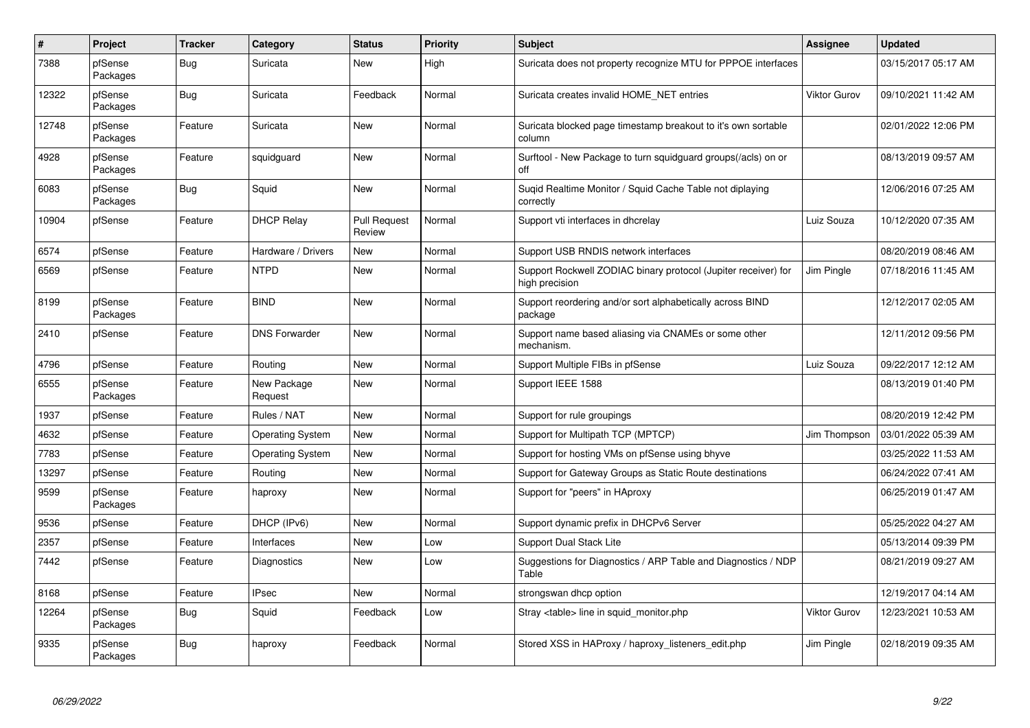| # | Project | Tracker | Category | Status | Priority | Subject | Assignee | Updated |
|---|---|---|---|---|---|---|---|---|
| 7388 | pfSense Packages | Bug | Suricata | New | High | Suricata does not property recognize MTU for PPPOE interfaces | | 03/15/2017 05:17 AM |
| 12322 | pfSense Packages | Bug | Suricata | Feedback | Normal | Suricata creates invalid HOME_NET entries | Viktor Gurov | 09/10/2021 11:42 AM |
| 12748 | pfSense Packages | Feature | Suricata | New | Normal | Suricata blocked page timestamp breakout to it's own sortable column | | 02/01/2022 12:06 PM |
| 4928 | pfSense Packages | Feature | squidguard | New | Normal | Surftool - New Package to turn squidguard groups(/acls) on or off | | 08/13/2019 09:57 AM |
| 6083 | pfSense Packages | Bug | Squid | New | Normal | Suqid Realtime Monitor / Squid Cache Table not diplaying correctly | | 12/06/2016 07:25 AM |
| 10904 | pfSense | Feature | DHCP Relay | Pull Request Review | Normal | Support vti interfaces in dhcrelay | Luiz Souza | 10/12/2020 07:35 AM |
| 6574 | pfSense | Feature | Hardware / Drivers | New | Normal | Support USB RNDIS network interfaces | | 08/20/2019 08:46 AM |
| 6569 | pfSense | Feature | NTPD | New | Normal | Support Rockwell ZODIAC binary protocol (Jupiter receiver) for high precision | Jim Pingle | 07/18/2016 11:45 AM |
| 8199 | pfSense Packages | Feature | BIND | New | Normal | Support reordering and/or sort alphabetically across BIND package | | 12/12/2017 02:05 AM |
| 2410 | pfSense | Feature | DNS Forwarder | New | Normal | Support name based aliasing via CNAMEs or some other mechanism. | | 12/11/2012 09:56 PM |
| 4796 | pfSense | Feature | Routing | New | Normal | Support Multiple FIBs in pfSense | Luiz Souza | 09/22/2017 12:12 AM |
| 6555 | pfSense Packages | Feature | New Package Request | New | Normal | Support IEEE 1588 | | 08/13/2019 01:40 PM |
| 1937 | pfSense | Feature | Rules / NAT | New | Normal | Support for rule groupings | | 08/20/2019 12:42 PM |
| 4632 | pfSense | Feature | Operating System | New | Normal | Support for Multipath TCP (MPTCP) | Jim Thompson | 03/01/2022 05:39 AM |
| 7783 | pfSense | Feature | Operating System | New | Normal | Support for hosting VMs on pfSense using bhyve | | 03/25/2022 11:53 AM |
| 13297 | pfSense | Feature | Routing | New | Normal | Support for Gateway Groups as Static Route destinations | | 06/24/2022 07:41 AM |
| 9599 | pfSense Packages | Feature | haproxy | New | Normal | Support for "peers" in HAproxy | | 06/25/2019 01:47 AM |
| 9536 | pfSense | Feature | DHCP (IPv6) | New | Normal | Support dynamic prefix in DHCPv6 Server | | 05/25/2022 04:27 AM |
| 2357 | pfSense | Feature | Interfaces | New | Low | Support Dual Stack Lite | | 05/13/2014 09:39 PM |
| 7442 | pfSense | Feature | Diagnostics | New | Low | Suggestions for Diagnostics / ARP Table and Diagnostics / NDP Table | | 08/21/2019 09:27 AM |
| 8168 | pfSense | Feature | IPsec | New | Normal | strongswan dhcp option | | 12/19/2017 04:14 AM |
| 12264 | pfSense Packages | Bug | Squid | Feedback | Low | Stray <table> line in squid_monitor.php | Viktor Gurov | 12/23/2021 10:53 AM |
| 9335 | pfSense Packages | Bug | haproxy | Feedback | Normal | Stored XSS in HAProxy / haproxy_listeners_edit.php | Jim Pingle | 02/18/2019 09:35 AM |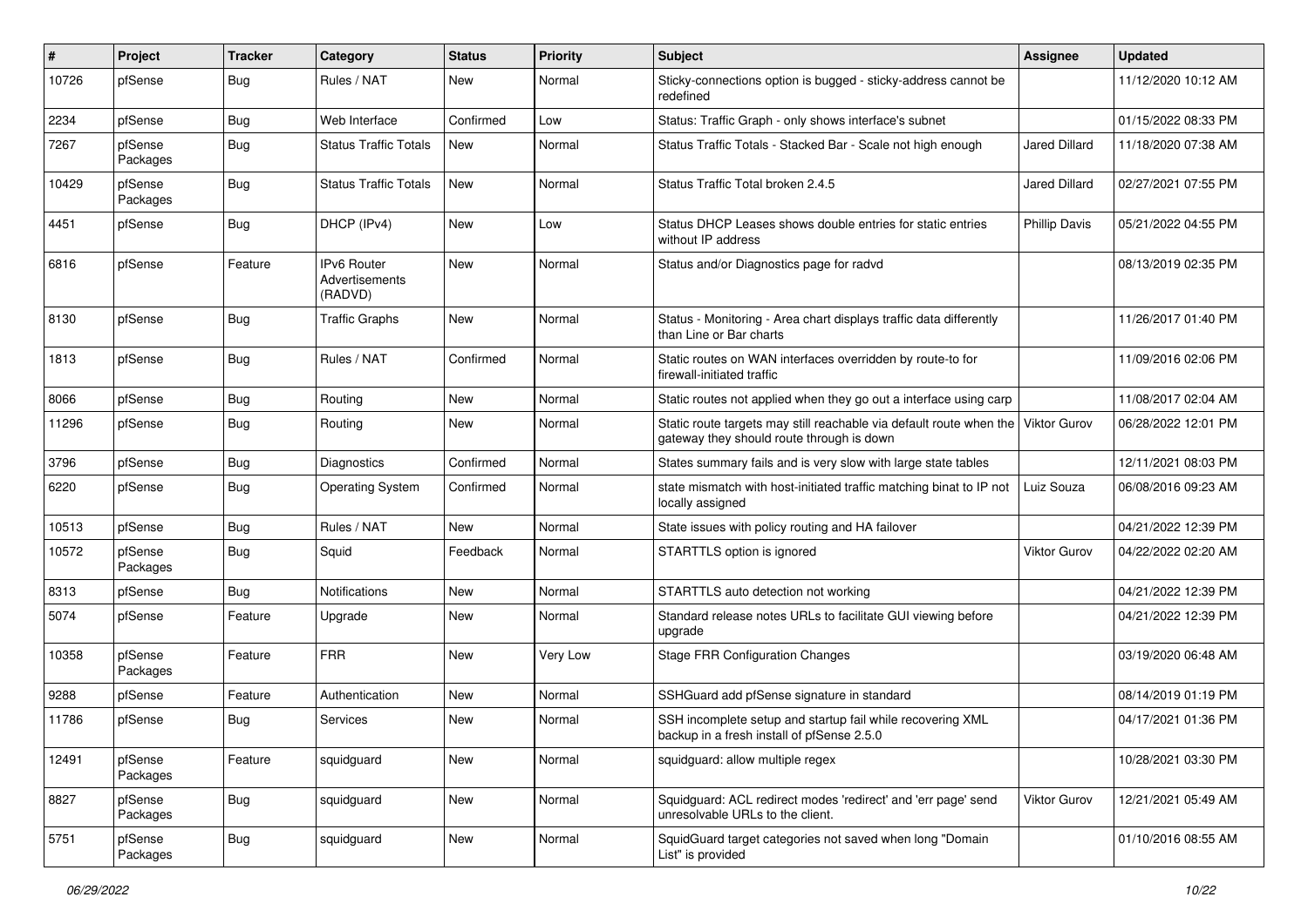| # | Project | Tracker | Category | Status | Priority | Subject | Assignee | Updated |
|---|---|---|---|---|---|---|---|---|
| 10726 | pfSense | Bug | Rules / NAT | New | Normal | Sticky-connections option is bugged - sticky-address cannot be redefined | | 11/12/2020 10:12 AM |
| 2234 | pfSense | Bug | Web Interface | Confirmed | Low | Status: Traffic Graph - only shows interface's subnet | | 01/15/2022 08:33 PM |
| 7267 | pfSense Packages | Bug | Status Traffic Totals | New | Normal | Status Traffic Totals - Stacked Bar - Scale not high enough | Jared Dillard | 11/18/2020 07:38 AM |
| 10429 | pfSense Packages | Bug | Status Traffic Totals | New | Normal | Status Traffic Total broken 2.4.5 | Jared Dillard | 02/27/2021 07:55 PM |
| 4451 | pfSense | Bug | DHCP (IPv4) | New | Low | Status DHCP Leases shows double entries for static entries without IP address | Phillip Davis | 05/21/2022 04:55 PM |
| 6816 | pfSense | Feature | IPv6 Router Advertisements (RADVD) | New | Normal | Status and/or Diagnostics page for radvd | | 08/13/2019 02:35 PM |
| 8130 | pfSense | Bug | Traffic Graphs | New | Normal | Status - Monitoring - Area chart displays traffic data differently than Line or Bar charts | | 11/26/2017 01:40 PM |
| 1813 | pfSense | Bug | Rules / NAT | Confirmed | Normal | Static routes on WAN interfaces overridden by route-to for firewall-initiated traffic | | 11/09/2016 02:06 PM |
| 8066 | pfSense | Bug | Routing | New | Normal | Static routes not applied when they go out a interface using carp | | 11/08/2017 02:04 AM |
| 11296 | pfSense | Bug | Routing | New | Normal | Static route targets may still reachable via default route when the gateway they should route through is down | Viktor Gurov | 06/28/2022 12:01 PM |
| 3796 | pfSense | Bug | Diagnostics | Confirmed | Normal | States summary fails and is very slow with large state tables | | 12/11/2021 08:03 PM |
| 6220 | pfSense | Bug | Operating System | Confirmed | Normal | state mismatch with host-initiated traffic matching binat to IP not locally assigned | Luiz Souza | 06/08/2016 09:23 AM |
| 10513 | pfSense | Bug | Rules / NAT | New | Normal | State issues with policy routing and HA failover | | 04/21/2022 12:39 PM |
| 10572 | pfSense Packages | Bug | Squid | Feedback | Normal | STARTTLS option is ignored | Viktor Gurov | 04/22/2022 02:20 AM |
| 8313 | pfSense | Bug | Notifications | New | Normal | STARTTLS auto detection not working | | 04/21/2022 12:39 PM |
| 5074 | pfSense | Feature | Upgrade | New | Normal | Standard release notes URLs to facilitate GUI viewing before upgrade | | 04/21/2022 12:39 PM |
| 10358 | pfSense Packages | Feature | FRR | New | Very Low | Stage FRR Configuration Changes | | 03/19/2020 06:48 AM |
| 9288 | pfSense | Feature | Authentication | New | Normal | SSHGuard add pfSense signature in standard | | 08/14/2019 01:19 PM |
| 11786 | pfSense | Bug | Services | New | Normal | SSH incomplete setup and startup fail while recovering XML backup in a fresh install of pfSense 2.5.0 | | 04/17/2021 01:36 PM |
| 12491 | pfSense Packages | Feature | squidguard | New | Normal | squidguard: allow multiple regex | | 10/28/2021 03:30 PM |
| 8827 | pfSense Packages | Bug | squidguard | New | Normal | Squidguard: ACL redirect modes 'redirect' and 'err page' send unresolvable URLs to the client. | Viktor Gurov | 12/21/2021 05:49 AM |
| 5751 | pfSense Packages | Bug | squidguard | New | Normal | SquidGuard target categories not saved when long "Domain List" is provided | | 01/10/2016 08:55 AM |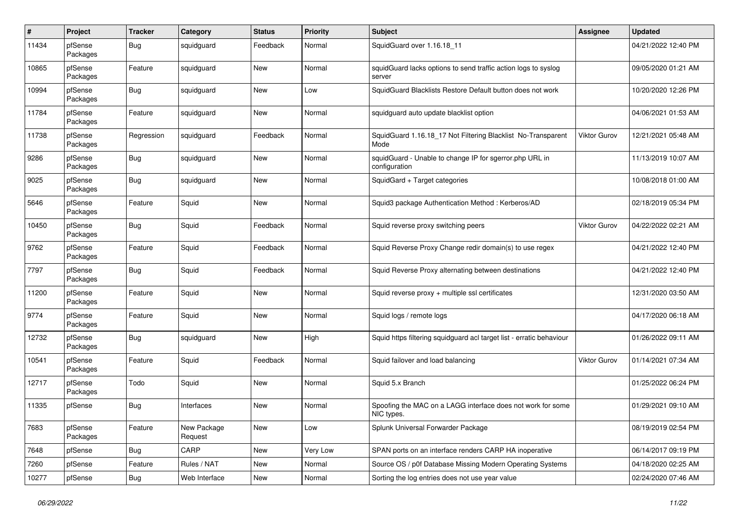| # | Project | Tracker | Category | Status | Priority | Subject | Assignee | Updated |
|---|---|---|---|---|---|---|---|---|
| 11434 | pfSense Packages | Bug | squidguard | Feedback | Normal | SquidGuard over 1.16.18_11 | | 04/21/2022 12:40 PM |
| 10865 | pfSense Packages | Feature | squidguard | New | Normal | squidGuard lacks options to send traffic action logs to syslog server | | 09/05/2020 01:21 AM |
| 10994 | pfSense Packages | Bug | squidguard | New | Low | SquidGuard Blacklists Restore Default button does not work | | 10/20/2020 12:26 PM |
| 11784 | pfSense Packages | Feature | squidguard | New | Normal | squidguard auto update blacklist option | | 04/06/2021 01:53 AM |
| 11738 | pfSense Packages | Regression | squidguard | Feedback | Normal | SquidGuard 1.16.18_17 Not Filtering Blacklist No-Transparent Mode | Viktor Gurov | 12/21/2021 05:48 AM |
| 9286 | pfSense Packages | Bug | squidguard | New | Normal | squidGuard - Unable to change IP for sgerror.php URL in configuration | | 11/13/2019 10:07 AM |
| 9025 | pfSense Packages | Bug | squidguard | New | Normal | SquidGard + Target categories | | 10/08/2018 01:00 AM |
| 5646 | pfSense Packages | Feature | Squid | New | Normal | Squid3 package Authentication Method : Kerberos/AD | | 02/18/2019 05:34 PM |
| 10450 | pfSense Packages | Bug | Squid | Feedback | Normal | Squid reverse proxy switching peers | Viktor Gurov | 04/22/2022 02:21 AM |
| 9762 | pfSense Packages | Feature | Squid | Feedback | Normal | Squid Reverse Proxy Change redir domain(s) to use regex | | 04/21/2022 12:40 PM |
| 7797 | pfSense Packages | Bug | Squid | Feedback | Normal | Squid Reverse Proxy alternating between destinations | | 04/21/2022 12:40 PM |
| 11200 | pfSense Packages | Feature | Squid | New | Normal | Squid reverse proxy + multiple ssl certificates | | 12/31/2020 03:50 AM |
| 9774 | pfSense Packages | Feature | Squid | New | Normal | Squid logs / remote logs | | 04/17/2020 06:18 AM |
| 12732 | pfSense Packages | Bug | squidguard | New | High | Squid https filtering squidguard acl target list - erratic behaviour | | 01/26/2022 09:11 AM |
| 10541 | pfSense Packages | Feature | Squid | Feedback | Normal | Squid failover and load balancing | Viktor Gurov | 01/14/2021 07:34 AM |
| 12717 | pfSense Packages | Todo | Squid | New | Normal | Squid 5.x Branch | | 01/25/2022 06:24 PM |
| 11335 | pfSense | Bug | Interfaces | New | Normal | Spoofing the MAC on a LAGG interface does not work for some NIC types. | | 01/29/2021 09:10 AM |
| 7683 | pfSense Packages | Feature | New Package Request | New | Low | Splunk Universal Forwarder Package | | 08/19/2019 02:54 PM |
| 7648 | pfSense | Bug | CARP | New | Very Low | SPAN ports on an interface renders CARP HA inoperative | | 06/14/2017 09:19 PM |
| 7260 | pfSense | Feature | Rules / NAT | New | Normal | Source OS / p0f Database Missing Modern Operating Systems | | 04/18/2020 02:25 AM |
| 10277 | pfSense | Bug | Web Interface | New | Normal | Sorting the log entries does not use year value | | 02/24/2020 07:46 AM |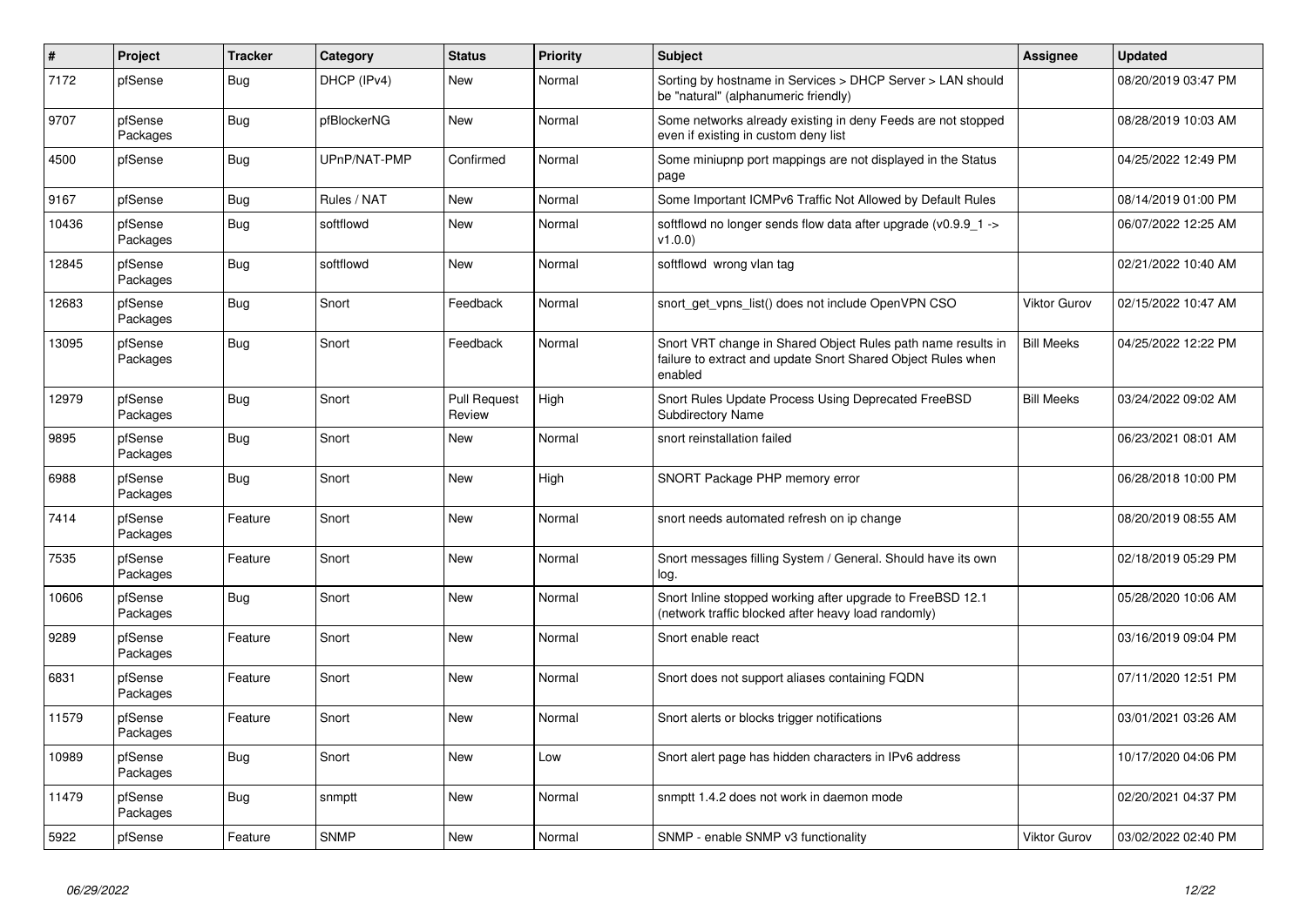| # | Project | Tracker | Category | Status | Priority | Subject | Assignee | Updated |
|---|---|---|---|---|---|---|---|---|
| 7172 | pfSense | Bug | DHCP (IPv4) | New | Normal | Sorting by hostname in Services > DHCP Server > LAN should be "natural" (alphanumeric friendly) | | 08/20/2019 03:47 PM |
| 9707 | pfSense Packages | Bug | pfBlockerNG | New | Normal | Some networks already existing in deny Feeds are not stopped even if existing in custom deny list | | 08/28/2019 10:03 AM |
| 4500 | pfSense | Bug | UPnP/NAT-PMP | Confirmed | Normal | Some miniupnp port mappings are not displayed in the Status page | | 04/25/2022 12:49 PM |
| 9167 | pfSense | Bug | Rules / NAT | New | Normal | Some Important ICMPv6 Traffic Not Allowed by Default Rules | | 08/14/2019 01:00 PM |
| 10436 | pfSense Packages | Bug | softflowd | New | Normal | softflowd no longer sends flow data after upgrade (v0.9.9_1 -> v1.0.0) | | 06/07/2022 12:25 AM |
| 12845 | pfSense Packages | Bug | softflowd | New | Normal | softflowd wrong vlan tag | | 02/21/2022 10:40 AM |
| 12683 | pfSense Packages | Bug | Snort | Feedback | Normal | snort_get_vpns_list() does not include OpenVPN CSO | Viktor Gurov | 02/15/2022 10:47 AM |
| 13095 | pfSense Packages | Bug | Snort | Feedback | Normal | Snort VRT change in Shared Object Rules path name results in failure to extract and update Snort Shared Object Rules when enabled | Bill Meeks | 04/25/2022 12:22 PM |
| 12979 | pfSense Packages | Bug | Snort | Pull Request Review | High | Snort Rules Update Process Using Deprecated FreeBSD Subdirectory Name | Bill Meeks | 03/24/2022 09:02 AM |
| 9895 | pfSense Packages | Bug | Snort | New | Normal | snort reinstallation failed | | 06/23/2021 08:01 AM |
| 6988 | pfSense Packages | Bug | Snort | New | High | SNORT Package PHP memory error | | 06/28/2018 10:00 PM |
| 7414 | pfSense Packages | Feature | Snort | New | Normal | snort needs automated refresh on ip change | | 08/20/2019 08:55 AM |
| 7535 | pfSense Packages | Feature | Snort | New | Normal | Snort messages filling System / General. Should have its own log. | | 02/18/2019 05:29 PM |
| 10606 | pfSense Packages | Bug | Snort | New | Normal | Snort Inline stopped working after upgrade to FreeBSD 12.1 (network traffic blocked after heavy load randomly) | | 05/28/2020 10:06 AM |
| 9289 | pfSense Packages | Feature | Snort | New | Normal | Snort enable react | | 03/16/2019 09:04 PM |
| 6831 | pfSense Packages | Feature | Snort | New | Normal | Snort does not support aliases containing FQDN | | 07/11/2020 12:51 PM |
| 11579 | pfSense Packages | Feature | Snort | New | Normal | Snort alerts or blocks trigger notifications | | 03/01/2021 03:26 AM |
| 10989 | pfSense Packages | Bug | Snort | New | Low | Snort alert page has hidden characters in IPv6 address | | 10/17/2020 04:06 PM |
| 11479 | pfSense Packages | Bug | snmptt | New | Normal | snmptt 1.4.2 does not work in daemon mode | | 02/20/2021 04:37 PM |
| 5922 | pfSense | Feature | SNMP | New | Normal | SNMP - enable SNMP v3 functionality | Viktor Gurov | 03/02/2022 02:40 PM |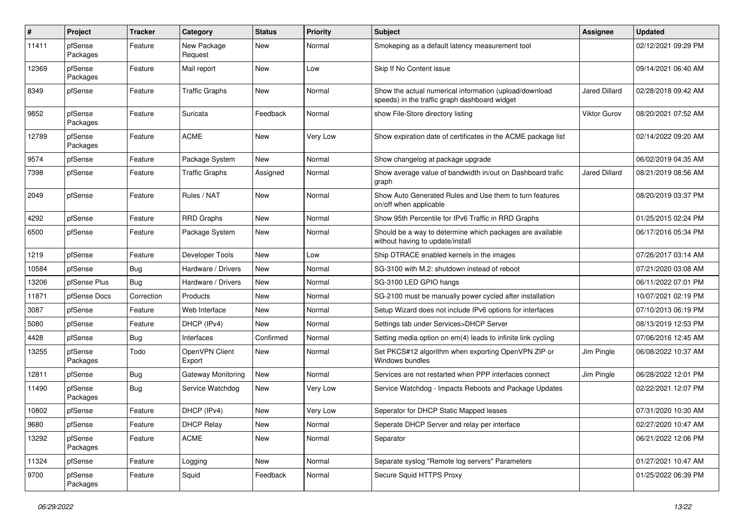| # | Project | Tracker | Category | Status | Priority | Subject | Assignee | Updated |
|---|---|---|---|---|---|---|---|---|
| 11411 | pfSense Packages | Feature | New Package Request | New | Normal | Smokeping as a default latency measurement tool | | 02/12/2021 09:29 PM |
| 12369 | pfSense Packages | Feature | Mail report | New | Low | Skip If No Content issue | | 09/14/2021 06:40 AM |
| 8349 | pfSense | Feature | Traffic Graphs | New | Normal | Show the actual numerical information (upload/download speeds) in the traffic graph dashboard widget | Jared Dillard | 02/28/2018 09:42 AM |
| 9852 | pfSense Packages | Feature | Suricata | Feedback | Normal | show File-Store directory listing | Viktor Gurov | 08/20/2021 07:52 AM |
| 12789 | pfSense Packages | Feature | ACME | New | Very Low | Show expiration date of certificates in the ACME package list | | 02/14/2022 09:20 AM |
| 9574 | pfSense | Feature | Package System | New | Normal | Show changelog at package upgrade | | 06/02/2019 04:35 AM |
| 7398 | pfSense | Feature | Traffic Graphs | Assigned | Normal | Show average value of bandwidth in/out on Dashboard trafic graph | Jared Dillard | 08/21/2019 08:56 AM |
| 2049 | pfSense | Feature | Rules / NAT | New | Normal | Show Auto Generated Rules and Use them to turn features on/off when applicable | | 08/20/2019 03:37 PM |
| 4292 | pfSense | Feature | RRD Graphs | New | Normal | Show 95th Percentile for IPv6 Traffic in RRD Graphs | | 01/25/2015 02:24 PM |
| 6500 | pfSense | Feature | Package System | New | Normal | Should be a way to determine which packages are available without having to update/install | | 06/17/2016 05:34 PM |
| 1219 | pfSense | Feature | Developer Tools | New | Low | Ship DTRACE enabled kernels in the images | | 07/26/2017 03:14 AM |
| 10584 | pfSense | Bug | Hardware / Drivers | New | Normal | SG-3100 with M.2: shutdown instead of reboot | | 07/21/2020 03:08 AM |
| 13206 | pfSense Plus | Bug | Hardware / Drivers | New | Normal | SG-3100 LED GPIO hangs | | 06/11/2022 07:01 PM |
| 11871 | pfSense Docs | Correction | Products | New | Normal | SG-2100 must be manually power cycled after installation | | 10/07/2021 02:19 PM |
| 3087 | pfSense | Feature | Web Interface | New | Normal | Setup Wizard does not include IPv6 options for interfaces | | 07/10/2013 06:19 PM |
| 5080 | pfSense | Feature | DHCP (IPv4) | New | Normal | Settings tab under Services>DHCP Server | | 08/13/2019 12:53 PM |
| 4428 | pfSense | Bug | Interfaces | Confirmed | Normal | Setting media option on em(4) leads to infinite link cycling | | 07/06/2016 12:45 AM |
| 13255 | pfSense Packages | Todo | OpenVPN Client Export | New | Normal | Set PKCS#12 algorithm when exporting OpenVPN ZIP or Windows bundles | Jim Pingle | 06/08/2022 10:37 AM |
| 12811 | pfSense | Bug | Gateway Monitoring | New | Normal | Services are not restarted when PPP interfaces connect | Jim Pingle | 06/28/2022 12:01 PM |
| 11490 | pfSense Packages | Bug | Service Watchdog | New | Very Low | Service Watchdog - Impacts Reboots and Package Updates | | 02/22/2021 12:07 PM |
| 10802 | pfSense | Feature | DHCP (IPv4) | New | Very Low | Seperator for DHCP Static Mapped leases | | 07/31/2020 10:30 AM |
| 9680 | pfSense | Feature | DHCP Relay | New | Normal | Seperate DHCP Server and relay per interface | | 02/27/2020 10:47 AM |
| 13292 | pfSense Packages | Feature | ACME | New | Normal | Separator | | 06/21/2022 12:06 PM |
| 11324 | pfSense | Feature | Logging | New | Normal | Separate syslog "Remote log servers" Parameters | | 01/27/2021 10:47 AM |
| 9700 | pfSense Packages | Feature | Squid | Feedback | Normal | Secure Squid HTTPS Proxy | | 01/25/2022 06:39 PM |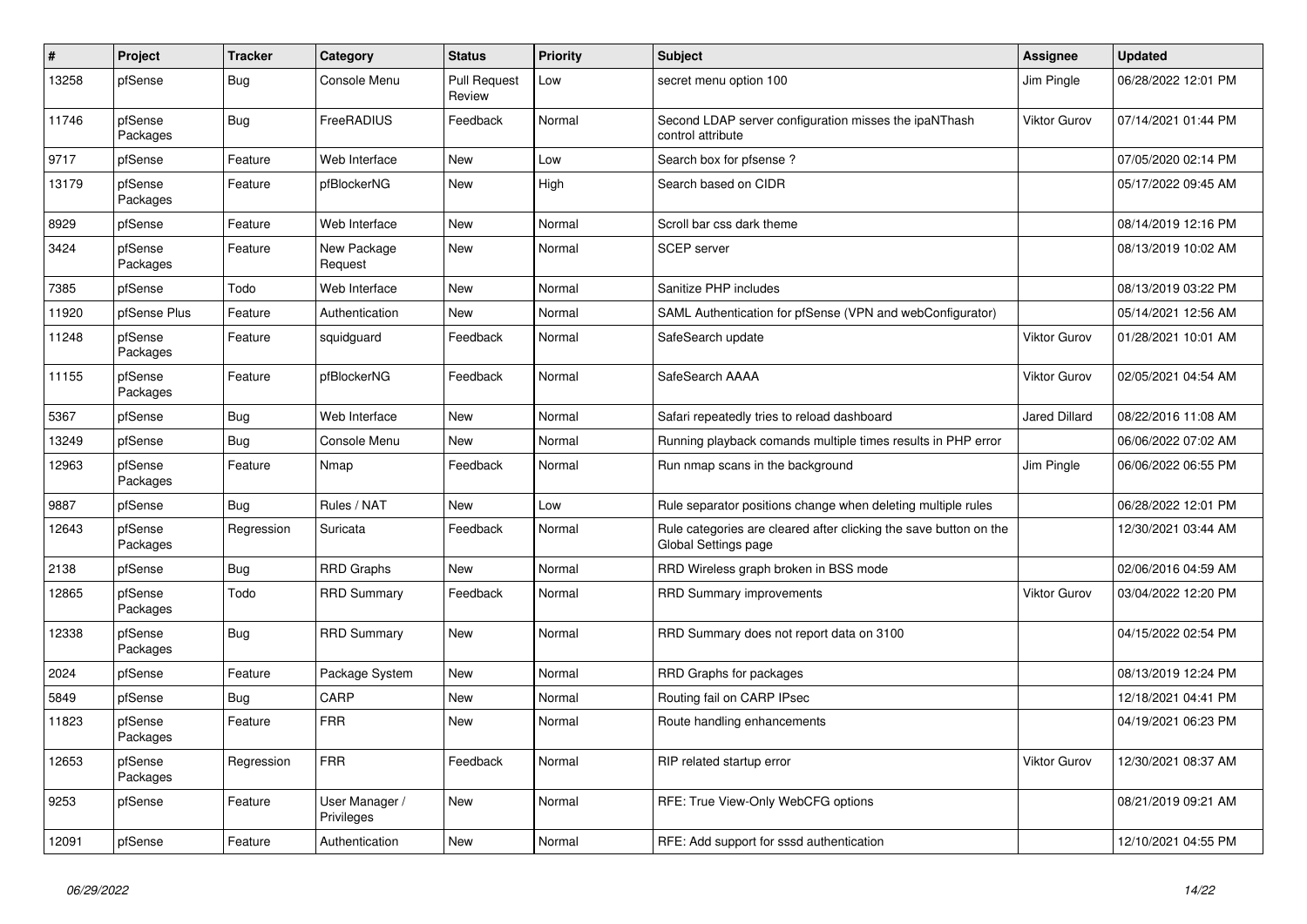| # | Project | Tracker | Category | Status | Priority | Subject | Assignee | Updated |
|---|---|---|---|---|---|---|---|---|
| 13258 | pfSense | Bug | Console Menu | Pull Request Review | Low | secret menu option 100 | Jim Pingle | 06/28/2022 12:01 PM |
| 11746 | pfSense Packages | Bug | FreeRADIUS | Feedback | Normal | Second LDAP server configuration misses the ipaNThash control attribute | Viktor Gurov | 07/14/2021 01:44 PM |
| 9717 | pfSense | Feature | Web Interface | New | Low | Search box for pfsense ? | | 07/05/2020 02:14 PM |
| 13179 | pfSense Packages | Feature | pfBlockerNG | New | High | Search based on CIDR | | 05/17/2022 09:45 AM |
| 8929 | pfSense | Feature | Web Interface | New | Normal | Scroll bar css dark theme | | 08/14/2019 12:16 PM |
| 3424 | pfSense Packages | Feature | New Package Request | New | Normal | SCEP server | | 08/13/2019 10:02 AM |
| 7385 | pfSense | Todo | Web Interface | New | Normal | Sanitize PHP includes | | 08/13/2019 03:22 PM |
| 11920 | pfSense Plus | Feature | Authentication | New | Normal | SAML Authentication for pfSense (VPN and webConfigurator) | | 05/14/2021 12:56 AM |
| 11248 | pfSense Packages | Feature | squidguard | Feedback | Normal | SafeSearch update | Viktor Gurov | 01/28/2021 10:01 AM |
| 11155 | pfSense Packages | Feature | pfBlockerNG | Feedback | Normal | SafeSearch AAAA | Viktor Gurov | 02/05/2021 04:54 AM |
| 5367 | pfSense | Bug | Web Interface | New | Normal | Safari repeatedly tries to reload dashboard | Jared Dillard | 08/22/2016 11:08 AM |
| 13249 | pfSense | Bug | Console Menu | New | Normal | Running playback comands multiple times results in PHP error | | 06/06/2022 07:02 AM |
| 12963 | pfSense Packages | Feature | Nmap | Feedback | Normal | Run nmap scans in the background | Jim Pingle | 06/06/2022 06:55 PM |
| 9887 | pfSense | Bug | Rules / NAT | New | Low | Rule separator positions change when deleting multiple rules | | 06/28/2022 12:01 PM |
| 12643 | pfSense Packages | Regression | Suricata | Feedback | Normal | Rule categories are cleared after clicking the save button on the Global Settings page | | 12/30/2021 03:44 AM |
| 2138 | pfSense | Bug | RRD Graphs | New | Normal | RRD Wireless graph broken in BSS mode | | 02/06/2016 04:59 AM |
| 12865 | pfSense Packages | Todo | RRD Summary | Feedback | Normal | RRD Summary improvements | Viktor Gurov | 03/04/2022 12:20 PM |
| 12338 | pfSense Packages | Bug | RRD Summary | New | Normal | RRD Summary does not report data on 3100 | | 04/15/2022 02:54 PM |
| 2024 | pfSense | Feature | Package System | New | Normal | RRD Graphs for packages | | 08/13/2019 12:24 PM |
| 5849 | pfSense | Bug | CARP | New | Normal | Routing fail on CARP IPsec | | 12/18/2021 04:41 PM |
| 11823 | pfSense Packages | Feature | FRR | New | Normal | Route handling enhancements | | 04/19/2021 06:23 PM |
| 12653 | pfSense Packages | Regression | FRR | Feedback | Normal | RIP related startup error | Viktor Gurov | 12/30/2021 08:37 AM |
| 9253 | pfSense | Feature | User Manager / Privileges | New | Normal | RFE: True View-Only WebCFG options | | 08/21/2019 09:21 AM |
| 12091 | pfSense | Feature | Authentication | New | Normal | RFE: Add support for sssd authentication | | 12/10/2021 04:55 PM |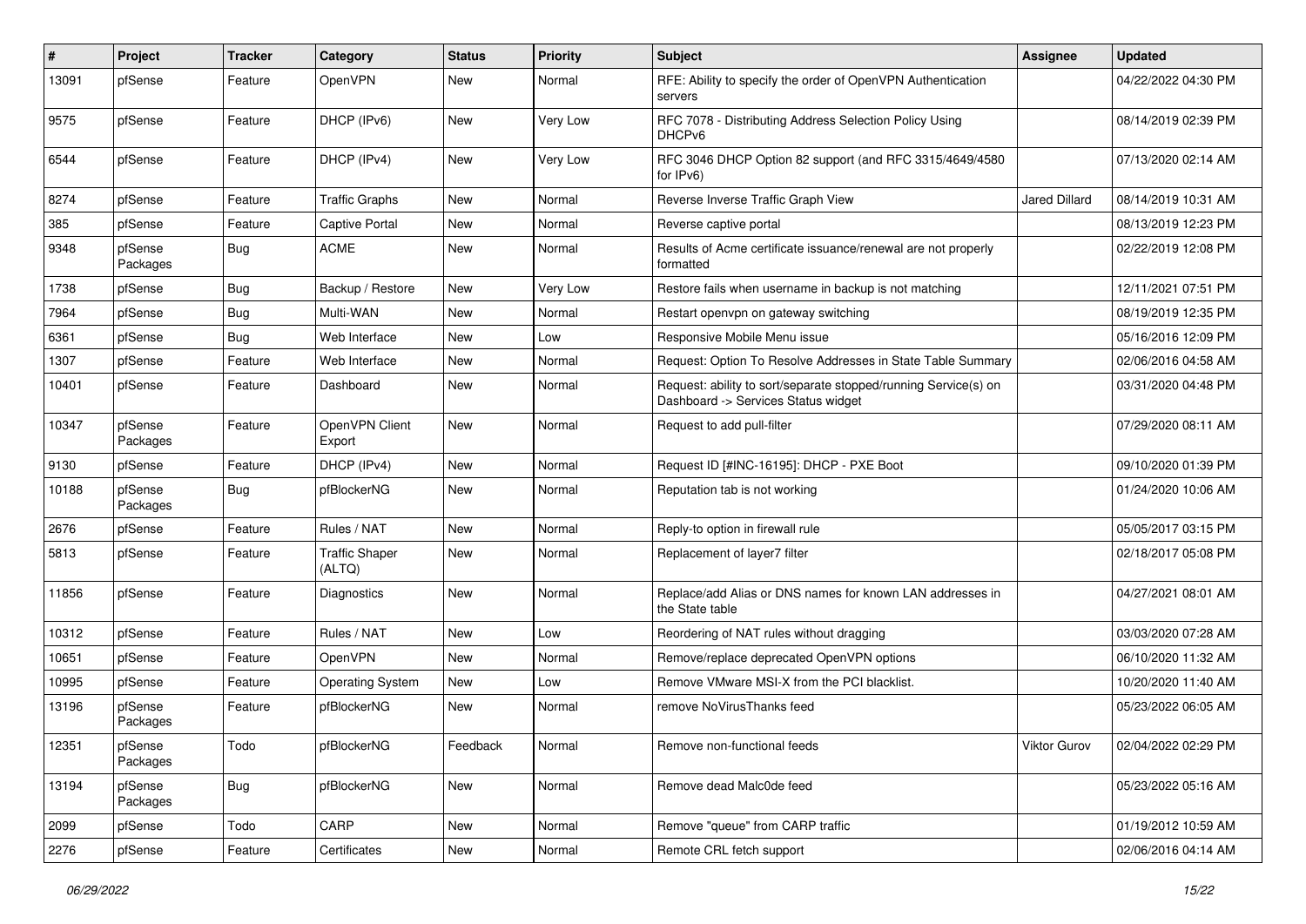| # | Project | Tracker | Category | Status | Priority | Subject | Assignee | Updated |
|---|---|---|---|---|---|---|---|---|
| 13091 | pfSense | Feature | OpenVPN | New | Normal | RFE: Ability to specify the order of OpenVPN Authentication servers | | 04/22/2022 04:30 PM |
| 9575 | pfSense | Feature | DHCP (IPv6) | New | Very Low | RFC 7078 - Distributing Address Selection Policy Using DHCPv6 | | 08/14/2019 02:39 PM |
| 6544 | pfSense | Feature | DHCP (IPv4) | New | Very Low | RFC 3046 DHCP Option 82 support (and RFC 3315/4649/4580 for IPv6) | | 07/13/2020 02:14 AM |
| 8274 | pfSense | Feature | Traffic Graphs | New | Normal | Reverse Inverse Traffic Graph View | Jared Dillard | 08/14/2019 10:31 AM |
| 385 | pfSense | Feature | Captive Portal | New | Normal | Reverse captive portal | | 08/13/2019 12:23 PM |
| 9348 | pfSense Packages | Bug | ACME | New | Normal | Results of Acme certificate issuance/renewal are not properly formatted | | 02/22/2019 12:08 PM |
| 1738 | pfSense | Bug | Backup / Restore | New | Very Low | Restore fails when username in backup is not matching | | 12/11/2021 07:51 PM |
| 7964 | pfSense | Bug | Multi-WAN | New | Normal | Restart openvpn on gateway switching | | 08/19/2019 12:35 PM |
| 6361 | pfSense | Bug | Web Interface | New | Low | Responsive Mobile Menu issue | | 05/16/2016 12:09 PM |
| 1307 | pfSense | Feature | Web Interface | New | Normal | Request: Option To Resolve Addresses in State Table Summary | | 02/06/2016 04:58 AM |
| 10401 | pfSense | Feature | Dashboard | New | Normal | Request: ability to sort/separate stopped/running Service(s) on Dashboard -> Services Status widget | | 03/31/2020 04:48 PM |
| 10347 | pfSense Packages | Feature | OpenVPN Client Export | New | Normal | Request to add pull-filter | | 07/29/2020 08:11 AM |
| 9130 | pfSense | Feature | DHCP (IPv4) | New | Normal | Request ID [#INC-16195]: DHCP - PXE Boot | | 09/10/2020 01:39 PM |
| 10188 | pfSense Packages | Bug | pfBlockerNG | New | Normal | Reputation tab is not working | | 01/24/2020 10:06 AM |
| 2676 | pfSense | Feature | Rules / NAT | New | Normal | Reply-to option in firewall rule | | 05/05/2017 03:15 PM |
| 5813 | pfSense | Feature | Traffic Shaper (ALTQ) | New | Normal | Replacement of layer7 filter | | 02/18/2017 05:08 PM |
| 11856 | pfSense | Feature | Diagnostics | New | Normal | Replace/add Alias or DNS names for known LAN addresses in the State table | | 04/27/2021 08:01 AM |
| 10312 | pfSense | Feature | Rules / NAT | New | Low | Reordering of NAT rules without dragging | | 03/03/2020 07:28 AM |
| 10651 | pfSense | Feature | OpenVPN | New | Normal | Remove/replace deprecated OpenVPN options | | 06/10/2020 11:32 AM |
| 10995 | pfSense | Feature | Operating System | New | Low | Remove VMware MSI-X from the PCI blacklist. | | 10/20/2020 11:40 AM |
| 13196 | pfSense Packages | Feature | pfBlockerNG | New | Normal | remove NoVirusThanks feed | | 05/23/2022 06:05 AM |
| 12351 | pfSense Packages | Todo | pfBlockerNG | Feedback | Normal | Remove non-functional feeds | Viktor Gurov | 02/04/2022 02:29 PM |
| 13194 | pfSense Packages | Bug | pfBlockerNG | New | Normal | Remove dead Malc0de feed | | 05/23/2022 05:16 AM |
| 2099 | pfSense | Todo | CARP | New | Normal | Remove "queue" from CARP traffic | | 01/19/2012 10:59 AM |
| 2276 | pfSense | Feature | Certificates | New | Normal | Remote CRL fetch support | | 02/06/2016 04:14 AM |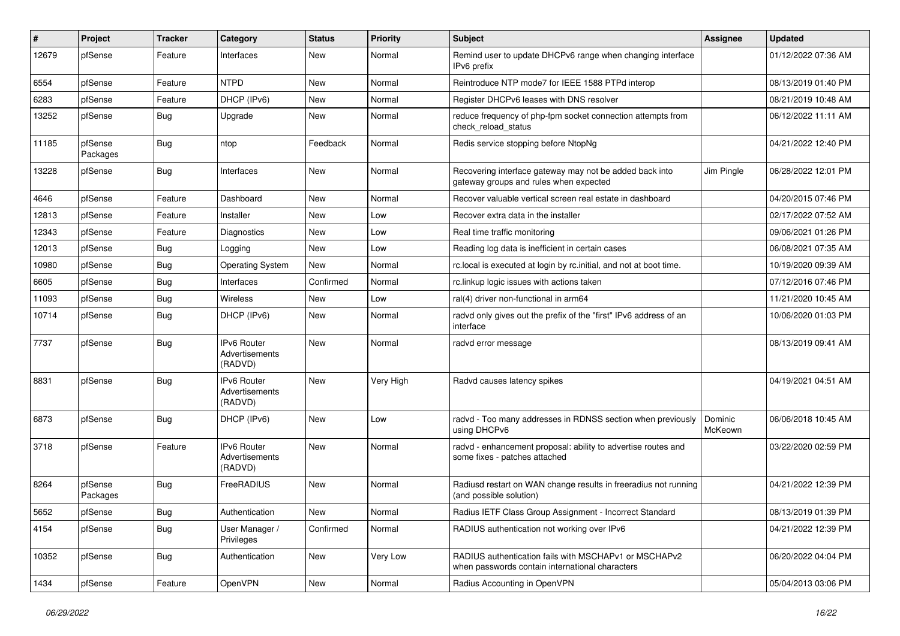| # | Project | Tracker | Category | Status | Priority | Subject | Assignee | Updated |
|---|---|---|---|---|---|---|---|---|
| 12679 | pfSense | Feature | Interfaces | New | Normal | Remind user to update DHCPv6 range when changing interface IPv6 prefix | | 01/12/2022 07:36 AM |
| 6554 | pfSense | Feature | NTPD | New | Normal | Reintroduce NTP mode7 for IEEE 1588 PTPd interop | | 08/13/2019 01:40 PM |
| 6283 | pfSense | Feature | DHCP (IPv6) | New | Normal | Register DHCPv6 leases with DNS resolver | | 08/21/2019 10:48 AM |
| 13252 | pfSense | Bug | Upgrade | New | Normal | reduce frequency of php-fpm socket connection attempts from check_reload_status | | 06/12/2022 11:11 AM |
| 11185 | pfSense Packages | Bug | ntop | Feedback | Normal | Redis service stopping before NtopNg | | 04/21/2022 12:40 PM |
| 13228 | pfSense | Bug | Interfaces | New | Normal | Recovering interface gateway may not be added back into gateway groups and rules when expected | Jim Pingle | 06/28/2022 12:01 PM |
| 4646 | pfSense | Feature | Dashboard | New | Normal | Recover valuable vertical screen real estate in dashboard | | 04/20/2015 07:46 PM |
| 12813 | pfSense | Feature | Installer | New | Low | Recover extra data in the installer | | 02/17/2022 07:52 AM |
| 12343 | pfSense | Feature | Diagnostics | New | Low | Real time traffic monitoring | | 09/06/2021 01:26 PM |
| 12013 | pfSense | Bug | Logging | New | Low | Reading log data is inefficient in certain cases | | 06/08/2021 07:35 AM |
| 10980 | pfSense | Bug | Operating System | New | Normal | rc.local is executed at login by rc.initial, and not at boot time. | | 10/19/2020 09:39 AM |
| 6605 | pfSense | Bug | Interfaces | Confirmed | Normal | rc.linkup logic issues with actions taken | | 07/12/2016 07:46 PM |
| 11093 | pfSense | Bug | Wireless | New | Low | ral(4) driver non-functional in arm64 | | 11/21/2020 10:45 AM |
| 10714 | pfSense | Bug | DHCP (IPv6) | New | Normal | radvd only gives out the prefix of the "first" IPv6 address of an interface | | 10/06/2020 01:03 PM |
| 7737 | pfSense | Bug | IPv6 Router Advertisements (RADVD) | New | Normal | radvd error message | | 08/13/2019 09:41 AM |
| 8831 | pfSense | Bug | IPv6 Router Advertisements (RADVD) | New | Very High | Radvd causes latency spikes | | 04/19/2021 04:51 AM |
| 6873 | pfSense | Bug | DHCP (IPv6) | New | Low | radvd - Too many addresses in RDNSS section when previously using DHCPv6 | Dominic McKeown | 06/06/2018 10:45 AM |
| 3718 | pfSense | Feature | IPv6 Router Advertisements (RADVD) | New | Normal | radvd - enhancement proposal: ability to advertise routes and some fixes - patches attached | | 03/22/2020 02:59 PM |
| 8264 | pfSense Packages | Bug | FreeRADIUS | New | Normal | Radiusd restart on WAN change results in freeradius not running (and possible solution) | | 04/21/2022 12:39 PM |
| 5652 | pfSense | Bug | Authentication | New | Normal | Radius IETF Class Group Assignment - Incorrect Standard | | 08/13/2019 01:39 PM |
| 4154 | pfSense | Bug | User Manager / Privileges | Confirmed | Normal | RADIUS authentication not working over IPv6 | | 04/21/2022 12:39 PM |
| 10352 | pfSense | Bug | Authentication | New | Very Low | RADIUS authentication fails with MSCHAPv1 or MSCHAPv2 when passwords contain international characters | | 06/20/2022 04:04 PM |
| 1434 | pfSense | Feature | OpenVPN | New | Normal | Radius Accounting in OpenVPN | | 05/04/2013 03:06 PM |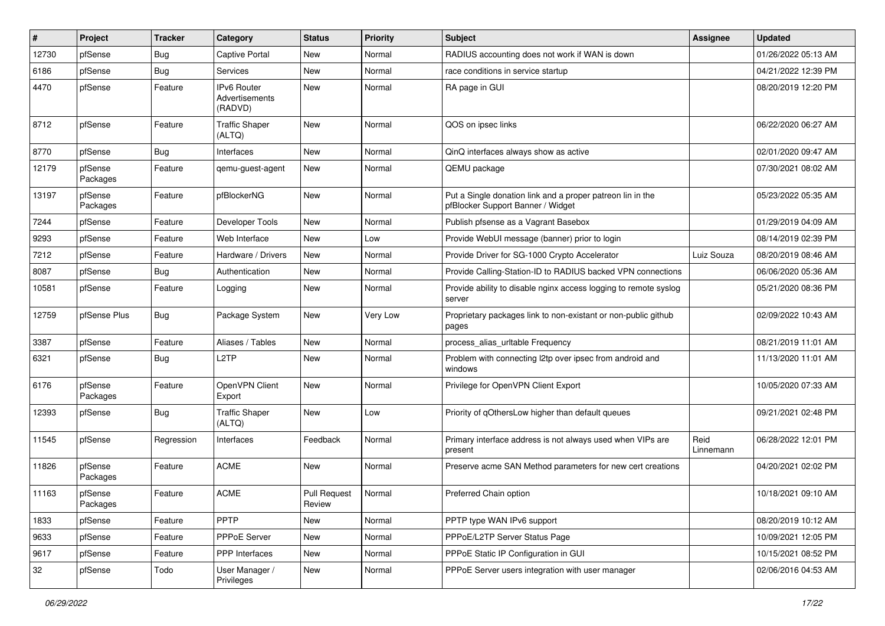| # | Project | Tracker | Category | Status | Priority | Subject | Assignee | Updated |
|---|---|---|---|---|---|---|---|---|
| 12730 | pfSense | Bug | Captive Portal | New | Normal | RADIUS accounting does not work if WAN is down | | 01/26/2022 05:13 AM |
| 6186 | pfSense | Bug | Services | New | Normal | race conditions in service startup | | 04/21/2022 12:39 PM |
| 4470 | pfSense | Feature | IPv6 Router Advertisements (RADVD) | New | Normal | RA page in GUI | | 08/20/2019 12:20 PM |
| 8712 | pfSense | Feature | Traffic Shaper (ALTQ) | New | Normal | QOS on ipsec links | | 06/22/2020 06:27 AM |
| 8770 | pfSense | Bug | Interfaces | New | Normal | QinQ interfaces always show as active | | 02/01/2020 09:47 AM |
| 12179 | pfSense Packages | Feature | qemu-guest-agent | New | Normal | QEMU package | | 07/30/2021 08:02 AM |
| 13197 | pfSense Packages | Feature | pfBlockerNG | New | Normal | Put a Single donation link and a proper patreon lin in the pfBlocker Support Banner / Widget | | 05/23/2022 05:35 AM |
| 7244 | pfSense | Feature | Developer Tools | New | Normal | Publish pfsense as a Vagrant Basebox | | 01/29/2019 04:09 AM |
| 9293 | pfSense | Feature | Web Interface | New | Low | Provide WebUI message (banner) prior to login | | 08/14/2019 02:39 PM |
| 7212 | pfSense | Feature | Hardware / Drivers | New | Normal | Provide Driver for SG-1000 Crypto Accelerator | Luiz Souza | 08/20/2019 08:46 AM |
| 8087 | pfSense | Bug | Authentication | New | Normal | Provide Calling-Station-ID to RADIUS backed VPN connections | | 06/06/2020 05:36 AM |
| 10581 | pfSense | Feature | Logging | New | Normal | Provide ability to disable nginx access logging to remote syslog server | | 05/21/2020 08:36 PM |
| 12759 | pfSense Plus | Bug | Package System | New | Very Low | Proprietary packages link to non-existant or non-public github pages | | 02/09/2022 10:43 AM |
| 3387 | pfSense | Feature | Aliases / Tables | New | Normal | process_alias_urltable Frequency | | 08/21/2019 11:01 AM |
| 6321 | pfSense | Bug | L2TP | New | Normal | Problem with connecting l2tp over ipsec from android and windows | | 11/13/2020 11:01 AM |
| 6176 | pfSense Packages | Feature | OpenVPN Client Export | New | Normal | Privilege for OpenVPN Client Export | | 10/05/2020 07:33 AM |
| 12393 | pfSense | Bug | Traffic Shaper (ALTQ) | New | Low | Priority of qOthersLow higher than default queues | | 09/21/2021 02:48 PM |
| 11545 | pfSense | Regression | Interfaces | Feedback | Normal | Primary interface address is not always used when VIPs are present | Reid Linnemann | 06/28/2022 12:01 PM |
| 11826 | pfSense Packages | Feature | ACME | New | Normal | Preserve acme SAN Method parameters for new cert creations | | 04/20/2021 02:02 PM |
| 11163 | pfSense Packages | Feature | ACME | Pull Request Review | Normal | Preferred Chain option | | 10/18/2021 09:10 AM |
| 1833 | pfSense | Feature | PPTP | New | Normal | PPTP type WAN IPv6 support | | 08/20/2019 10:12 AM |
| 9633 | pfSense | Feature | PPPoE Server | New | Normal | PPPoE/L2TP Server Status Page | | 10/09/2021 12:05 PM |
| 9617 | pfSense | Feature | PPP Interfaces | New | Normal | PPPoE Static IP Configuration in GUI | | 10/15/2021 08:52 PM |
| 32 | pfSense | Todo | User Manager / Privileges | New | Normal | PPPoE Server users integration with user manager | | 02/06/2016 04:53 AM |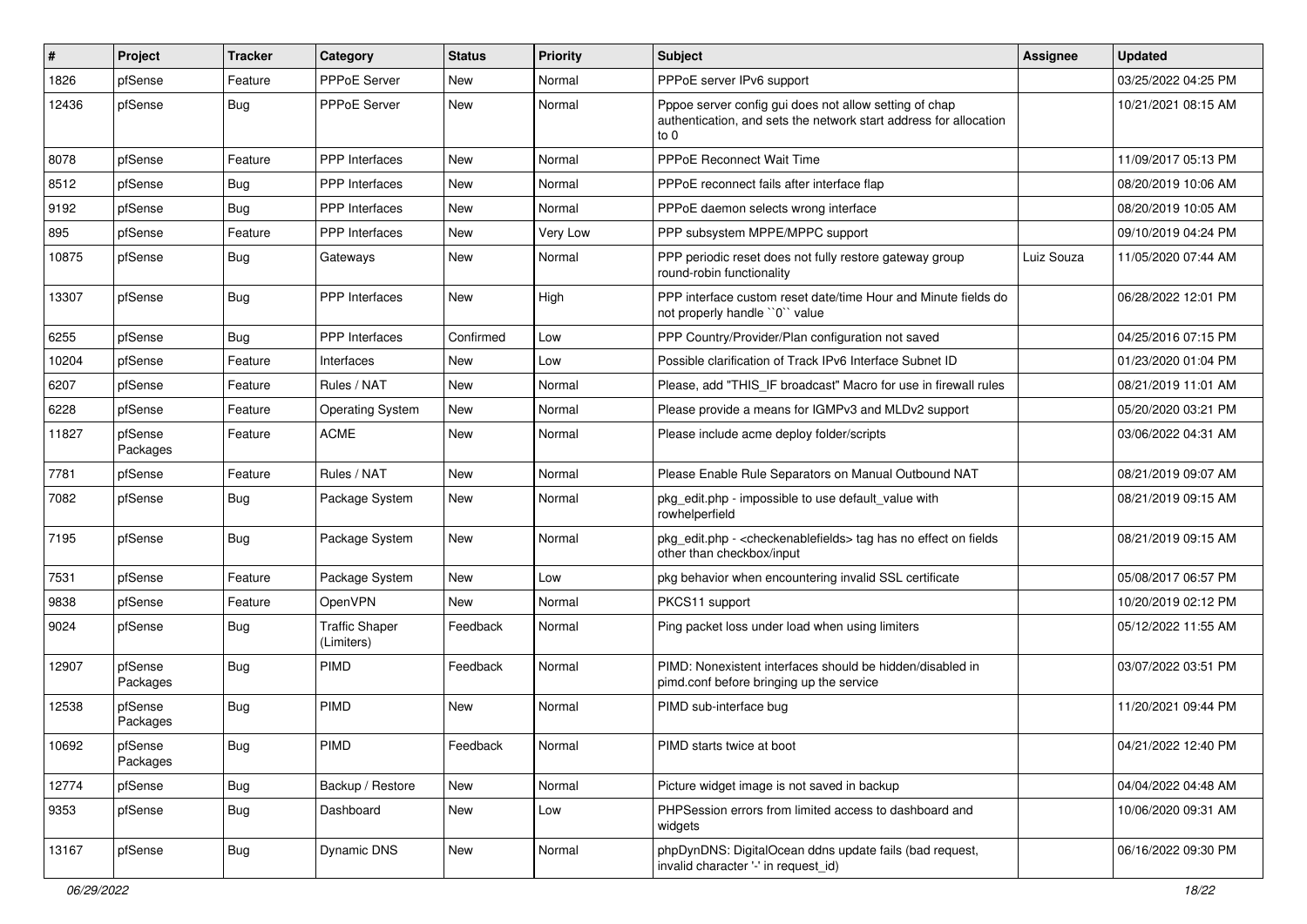| # | Project | Tracker | Category | Status | Priority | Subject | Assignee | Updated |
|---|---|---|---|---|---|---|---|---|
| 1826 | pfSense | Feature | PPPoE Server | New | Normal | PPPoE server IPv6 support | | 03/25/2022 04:25 PM |
| 12436 | pfSense | Bug | PPPoE Server | New | Normal | Pppoe server config gui does not allow setting of chap authentication, and sets the network start address for allocation to 0 | | 10/21/2021 08:15 AM |
| 8078 | pfSense | Feature | PPP Interfaces | New | Normal | PPPoE Reconnect Wait Time | | 11/09/2017 05:13 PM |
| 8512 | pfSense | Bug | PPP Interfaces | New | Normal | PPPoE reconnect fails after interface flap | | 08/20/2019 10:06 AM |
| 9192 | pfSense | Bug | PPP Interfaces | New | Normal | PPPoE daemon selects wrong interface | | 08/20/2019 10:05 AM |
| 895 | pfSense | Feature | PPP Interfaces | New | Very Low | PPP subsystem MPPE/MPPC support | | 09/10/2019 04:24 PM |
| 10875 | pfSense | Bug | Gateways | New | Normal | PPP periodic reset does not fully restore gateway group round-robin functionality | Luiz Souza | 11/05/2020 07:44 AM |
| 13307 | pfSense | Bug | PPP Interfaces | New | High | PPP interface custom reset date/time Hour and Minute fields do not properly handle ``0`` value | | 06/28/2022 12:01 PM |
| 6255 | pfSense | Bug | PPP Interfaces | Confirmed | Low | PPP Country/Provider/Plan configuration not saved | | 04/25/2016 07:15 PM |
| 10204 | pfSense | Feature | Interfaces | New | Low | Possible clarification of Track IPv6 Interface Subnet ID | | 01/23/2020 01:04 PM |
| 6207 | pfSense | Feature | Rules / NAT | New | Normal | Please, add "THIS_IF broadcast" Macro for use in firewall rules | | 08/21/2019 11:01 AM |
| 6228 | pfSense | Feature | Operating System | New | Normal | Please provide a means for IGMPv3 and MLDv2 support | | 05/20/2020 03:21 PM |
| 11827 | pfSense Packages | Feature | ACME | New | Normal | Please include acme deploy folder/scripts | | 03/06/2022 04:31 AM |
| 7781 | pfSense | Feature | Rules / NAT | New | Normal | Please Enable Rule Separators on Manual Outbound NAT | | 08/21/2019 09:07 AM |
| 7082 | pfSense | Bug | Package System | New | Normal | pkg_edit.php - impossible to use default_value with rowhelperfield | | 08/21/2019 09:15 AM |
| 7195 | pfSense | Bug | Package System | New | Normal | pkg_edit.php - <checkenablefields> tag has no effect on fields other than checkbox/input | | 08/21/2019 09:15 AM |
| 7531 | pfSense | Feature | Package System | New | Low | pkg behavior when encountering invalid SSL certificate | | 05/08/2017 06:57 PM |
| 9838 | pfSense | Feature | OpenVPN | New | Normal | PKCS11 support | | 10/20/2019 02:12 PM |
| 9024 | pfSense | Bug | Traffic Shaper (Limiters) | Feedback | Normal | Ping packet loss under load when using limiters | | 05/12/2022 11:55 AM |
| 12907 | pfSense Packages | Bug | PIMD | Feedback | Normal | PIMD: Nonexistent interfaces should be hidden/disabled in pimd.conf before bringing up the service | | 03/07/2022 03:51 PM |
| 12538 | pfSense Packages | Bug | PIMD | New | Normal | PIMD sub-interface bug | | 11/20/2021 09:44 PM |
| 10692 | pfSense Packages | Bug | PIMD | Feedback | Normal | PIMD starts twice at boot | | 04/21/2022 12:40 PM |
| 12774 | pfSense | Bug | Backup / Restore | New | Normal | Picture widget image is not saved in backup | | 04/04/2022 04:48 AM |
| 9353 | pfSense | Bug | Dashboard | New | Low | PHPSession errors from limited access to dashboard and widgets | | 10/06/2020 09:31 AM |
| 13167 | pfSense | Bug | Dynamic DNS | New | Normal | phpDynDNS: DigitalOcean ddns update fails (bad request, invalid character '-' in request_id) | | 06/16/2022 09:30 PM |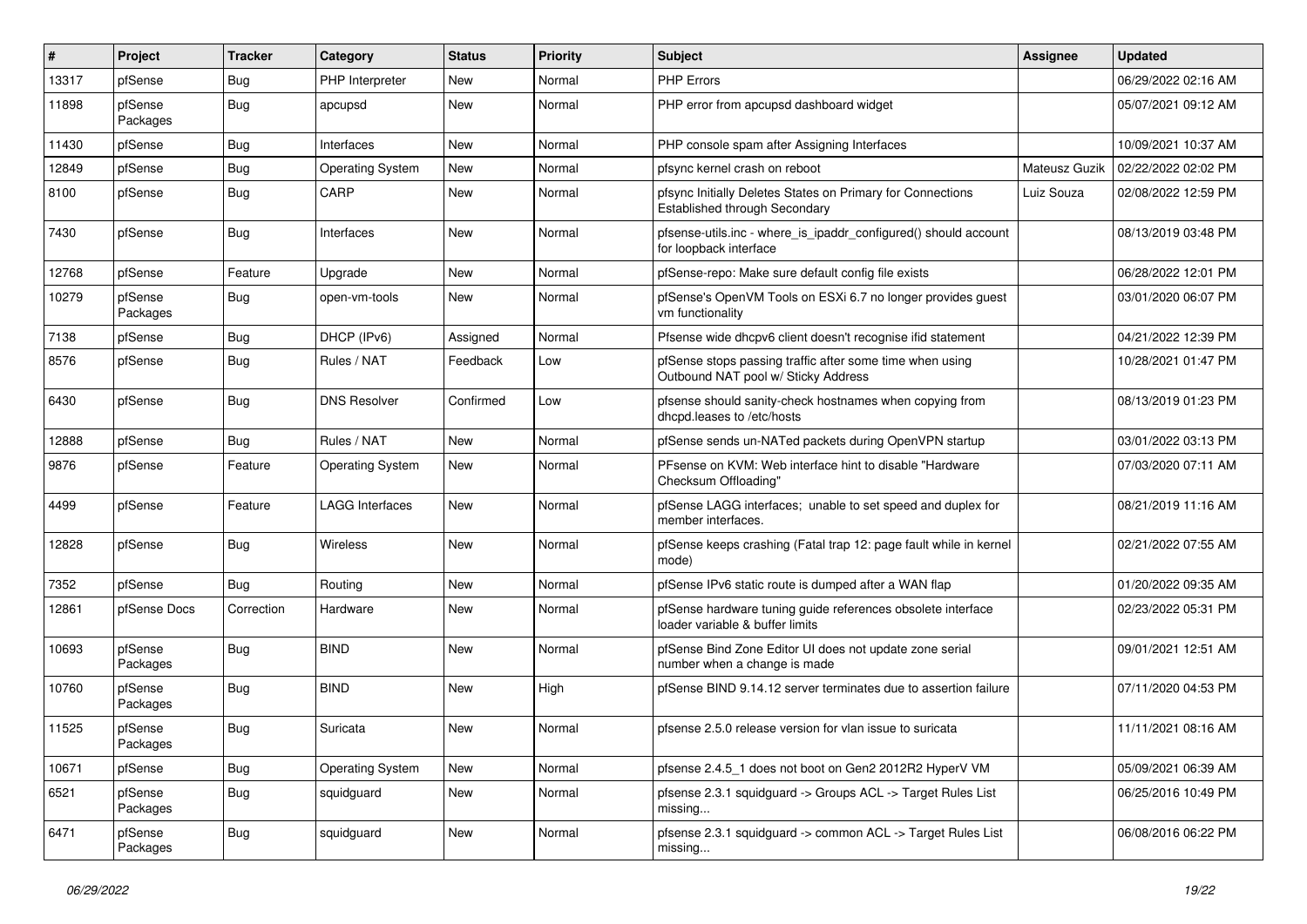| # | Project | Tracker | Category | Status | Priority | Subject | Assignee | Updated |
|---|---|---|---|---|---|---|---|---|
| 13317 | pfSense | Bug | PHP Interpreter | New | Normal | PHP Errors | | 06/29/2022 02:16 AM |
| 11898 | pfSense Packages | Bug | apcupsd | New | Normal | PHP error from apcupsd dashboard widget | | 05/07/2021 09:12 AM |
| 11430 | pfSense | Bug | Interfaces | New | Normal | PHP console spam after Assigning Interfaces | | 10/09/2021 10:37 AM |
| 12849 | pfSense | Bug | Operating System | New | Normal | pfsync kernel crash on reboot | Mateusz Guzik | 02/22/2022 02:02 PM |
| 8100 | pfSense | Bug | CARP | New | Normal | pfsync Initially Deletes States on Primary for Connections Established through Secondary | Luiz Souza | 02/08/2022 12:59 PM |
| 7430 | pfSense | Bug | Interfaces | New | Normal | pfsense-utils.inc - where_is_ipaddr_configured() should account for loopback interface | | 08/13/2019 03:48 PM |
| 12768 | pfSense | Feature | Upgrade | New | Normal | pfSense-repo: Make sure default config file exists | | 06/28/2022 12:01 PM |
| 10279 | pfSense Packages | Bug | open-vm-tools | New | Normal | pfSense's OpenVM Tools on ESXi 6.7 no longer provides guest vm functionality | | 03/01/2020 06:07 PM |
| 7138 | pfSense | Bug | DHCP (IPv6) | Assigned | Normal | Pfsense wide dhcpv6 client doesn't recognise ifid statement | | 04/21/2022 12:39 PM |
| 8576 | pfSense | Bug | Rules / NAT | Feedback | Low | pfSense stops passing traffic after some time when using Outbound NAT pool w/ Sticky Address | | 10/28/2021 01:47 PM |
| 6430 | pfSense | Bug | DNS Resolver | Confirmed | Low | pfsense should sanity-check hostnames when copying from dhcpd.leases to /etc/hosts | | 08/13/2019 01:23 PM |
| 12888 | pfSense | Bug | Rules / NAT | New | Normal | pfSense sends un-NATed packets during OpenVPN startup | | 03/01/2022 03:13 PM |
| 9876 | pfSense | Feature | Operating System | New | Normal | PFsense on KVM: Web interface hint to disable "Hardware Checksum Offloading" | | 07/03/2020 07:11 AM |
| 4499 | pfSense | Feature | LAGG Interfaces | New | Normal | pfSense LAGG interfaces; unable to set speed and duplex for member interfaces. | | 08/21/2019 11:16 AM |
| 12828 | pfSense | Bug | Wireless | New | Normal | pfSense keeps crashing (Fatal trap 12: page fault while in kernel mode) | | 02/21/2022 07:55 AM |
| 7352 | pfSense | Bug | Routing | New | Normal | pfSense IPv6 static route is dumped after a WAN flap | | 01/20/2022 09:35 AM |
| 12861 | pfSense Docs | Correction | Hardware | New | Normal | pfSense hardware tuning guide references obsolete interface loader variable & buffer limits | | 02/23/2022 05:31 PM |
| 10693 | pfSense Packages | Bug | BIND | New | Normal | pfSense Bind Zone Editor UI does not update zone serial number when a change is made | | 09/01/2021 12:51 AM |
| 10760 | pfSense Packages | Bug | BIND | New | High | pfSense BIND 9.14.12 server terminates due to assertion failure | | 07/11/2020 04:53 PM |
| 11525 | pfSense Packages | Bug | Suricata | New | Normal | pfsense 2.5.0 release version for vlan issue to suricata | | 11/11/2021 08:16 AM |
| 10671 | pfSense | Bug | Operating System | New | Normal | pfsense 2.4.5_1 does not boot on Gen2 2012R2 HyperV VM | | 05/09/2021 06:39 AM |
| 6521 | pfSense Packages | Bug | squidguard | New | Normal | pfsense 2.3.1 squidguard -> Groups ACL -> Target Rules List missing... | | 06/25/2016 10:49 PM |
| 6471 | pfSense Packages | Bug | squidguard | New | Normal | pfsense 2.3.1 squidguard -> common ACL -> Target Rules List missing... | | 06/08/2016 06:22 PM |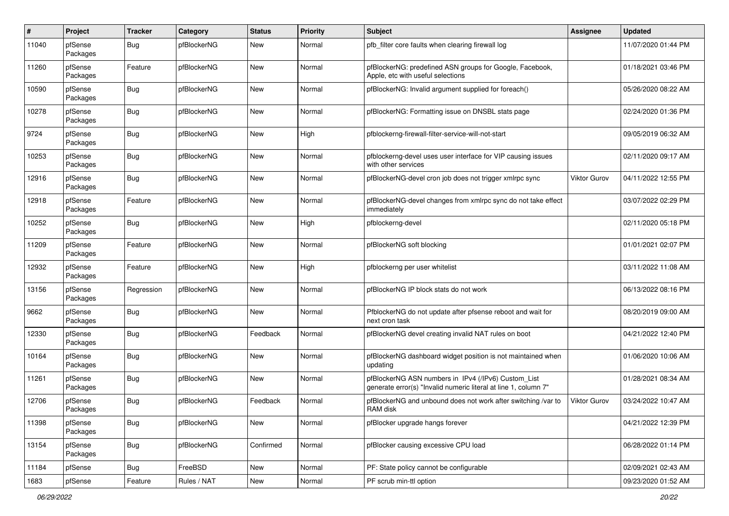| # | Project | Tracker | Category | Status | Priority | Subject | Assignee | Updated |
|---|---|---|---|---|---|---|---|---|
| 11040 | pfSense Packages | Bug | pfBlockerNG | New | Normal | pfb_filter core faults when clearing firewall log | | 11/07/2020 01:44 PM |
| 11260 | pfSense Packages | Feature | pfBlockerNG | New | Normal | pfBlockerNG: predefined ASN groups for Google, Facebook, Apple, etc with useful selections | | 01/18/2021 03:46 PM |
| 10590 | pfSense Packages | Bug | pfBlockerNG | New | Normal | pfBlockerNG: Invalid argument supplied for foreach() | | 05/26/2020 08:22 AM |
| 10278 | pfSense Packages | Bug | pfBlockerNG | New | Normal | pfBlockerNG: Formatting issue on DNSBL stats page | | 02/24/2020 01:36 PM |
| 9724 | pfSense Packages | Bug | pfBlockerNG | New | High | pfblockerng-firewall-filter-service-will-not-start | | 09/05/2019 06:32 AM |
| 10253 | pfSense Packages | Bug | pfBlockerNG | New | Normal | pfblockerng-devel uses user interface for VIP causing issues with other services | | 02/11/2020 09:17 AM |
| 12916 | pfSense Packages | Bug | pfBlockerNG | New | Normal | pfBlockerNG-devel cron job does not trigger xmlrpc sync | Viktor Gurov | 04/11/2022 12:55 PM |
| 12918 | pfSense Packages | Feature | pfBlockerNG | New | Normal | pfBlockerNG-devel changes from xmlrpc sync do not take effect immediately | | 03/07/2022 02:29 PM |
| 10252 | pfSense Packages | Bug | pfBlockerNG | New | High | pfblockerng-devel | | 02/11/2020 05:18 PM |
| 11209 | pfSense Packages | Feature | pfBlockerNG | New | Normal | pfBlockerNG soft blocking | | 01/01/2021 02:07 PM |
| 12932 | pfSense Packages | Feature | pfBlockerNG | New | High | pfblockerng per user whitelist | | 03/11/2022 11:08 AM |
| 13156 | pfSense Packages | Regression | pfBlockerNG | New | Normal | pfBlockerNG IP block stats do not work | | 06/13/2022 08:16 PM |
| 9662 | pfSense Packages | Bug | pfBlockerNG | New | Normal | PfblockerNG do not update after pfsense reboot and wait for next cron task | | 08/20/2019 09:00 AM |
| 12330 | pfSense Packages | Bug | pfBlockerNG | Feedback | Normal | pfBlockerNG devel creating invalid NAT rules on boot | | 04/21/2022 12:40 PM |
| 10164 | pfSense Packages | Bug | pfBlockerNG | New | Normal | pfBlockerNG dashboard widget position is not maintained when updating | | 01/06/2020 10:06 AM |
| 11261 | pfSense Packages | Bug | pfBlockerNG | New | Normal | pfBlockerNG ASN numbers in IPv4 (/IPv6) Custom_List generate error(s) "Invalid numeric literal at line 1, column 7" | | 01/28/2021 08:34 AM |
| 12706 | pfSense Packages | Bug | pfBlockerNG | Feedback | Normal | pfBlockerNG and unbound does not work after switching /var to RAM disk | Viktor Gurov | 03/24/2022 10:47 AM |
| 11398 | pfSense Packages | Bug | pfBlockerNG | New | Normal | pfBlocker upgrade hangs forever | | 04/21/2022 12:39 PM |
| 13154 | pfSense Packages | Bug | pfBlockerNG | Confirmed | Normal | pfBlocker causing excessive CPU load | | 06/28/2022 01:14 PM |
| 11184 | pfSense | Bug | FreeBSD | New | Normal | PF: State policy cannot be configurable | | 02/09/2021 02:43 AM |
| 1683 | pfSense | Feature | Rules / NAT | New | Normal | PF scrub min-ttl option | | 09/23/2020 01:52 AM |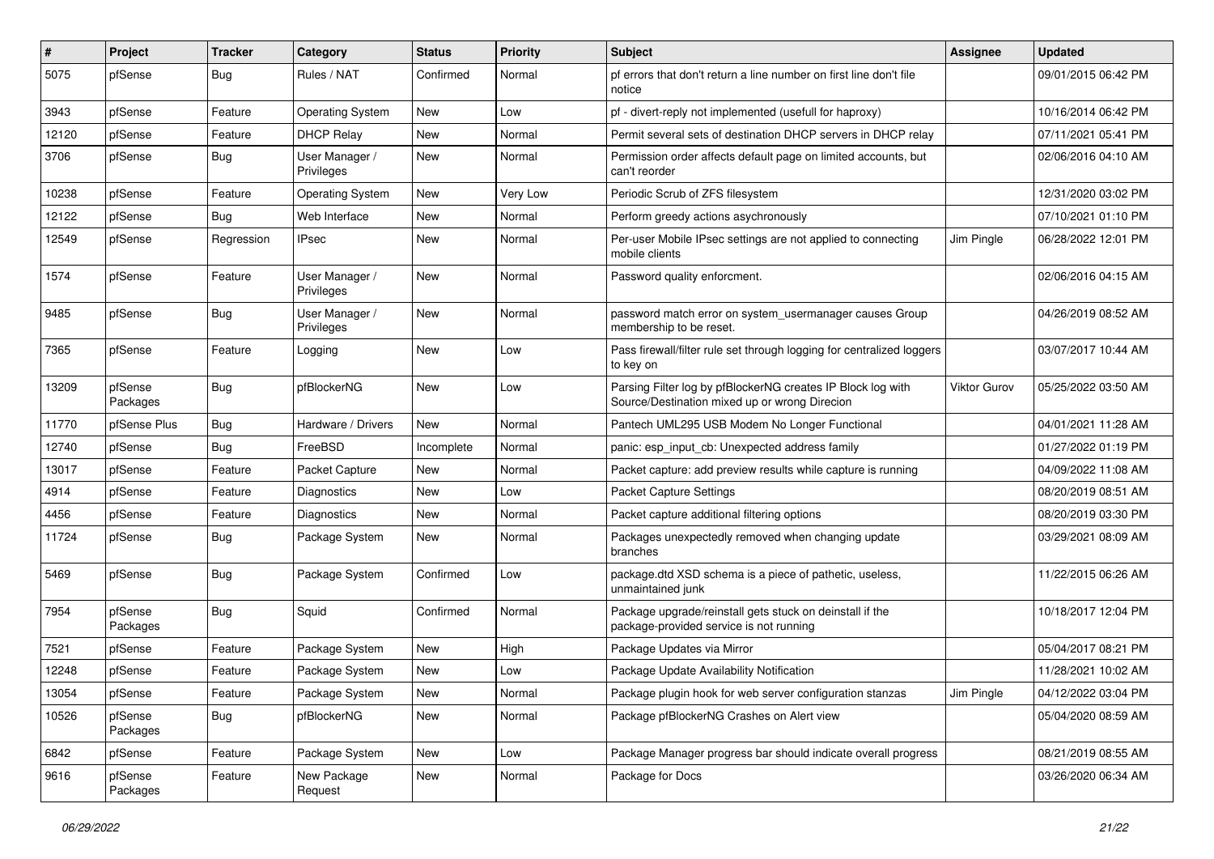| # | Project | Tracker | Category | Status | Priority | Subject | Assignee | Updated |
|---|---|---|---|---|---|---|---|---|
| 5075 | pfSense | Bug | Rules / NAT | Confirmed | Normal | pf errors that don't return a line number on first line don't file notice | | 09/01/2015 06:42 PM |
| 3943 | pfSense | Feature | Operating System | New | Low | pf - divert-reply not implemented (usefull for haproxy) | | 10/16/2014 06:42 PM |
| 12120 | pfSense | Feature | DHCP Relay | New | Normal | Permit several sets of destination DHCP servers in DHCP relay | | 07/11/2021 05:41 PM |
| 3706 | pfSense | Bug | User Manager / Privileges | New | Normal | Permission order affects default page on limited accounts, but can't reorder | | 02/06/2016 04:10 AM |
| 10238 | pfSense | Feature | Operating System | New | Very Low | Periodic Scrub of ZFS filesystem | | 12/31/2020 03:02 PM |
| 12122 | pfSense | Bug | Web Interface | New | Normal | Perform greedy actions asychronously | | 07/10/2021 01:10 PM |
| 12549 | pfSense | Regression | IPsec | New | Normal | Per-user Mobile IPsec settings are not applied to connecting mobile clients | Jim Pingle | 06/28/2022 12:01 PM |
| 1574 | pfSense | Feature | User Manager / Privileges | New | Normal | Password quality enforcment. | | 02/06/2016 04:15 AM |
| 9485 | pfSense | Bug | User Manager / Privileges | New | Normal | password match error on system_usermanager causes Group membership to be reset. | | 04/26/2019 08:52 AM |
| 7365 | pfSense | Feature | Logging | New | Low | Pass firewall/filter rule set through logging for centralized loggers to key on | | 03/07/2017 10:44 AM |
| 13209 | pfSense Packages | Bug | pfBlockerNG | New | Low | Parsing Filter log by pfBlockerNG creates IP Block log with Source/Destination mixed up or wrong Direcion | Viktor Gurov | 05/25/2022 03:50 AM |
| 11770 | pfSense Plus | Bug | Hardware / Drivers | New | Normal | Pantech UML295 USB Modem No Longer Functional | | 04/01/2021 11:28 AM |
| 12740 | pfSense | Bug | FreeBSD | Incomplete | Normal | panic: esp_input_cb: Unexpected address family | | 01/27/2022 01:19 PM |
| 13017 | pfSense | Feature | Packet Capture | New | Normal | Packet capture: add preview results while capture is running | | 04/09/2022 11:08 AM |
| 4914 | pfSense | Feature | Diagnostics | New | Low | Packet Capture Settings | | 08/20/2019 08:51 AM |
| 4456 | pfSense | Feature | Diagnostics | New | Normal | Packet capture additional filtering options | | 08/20/2019 03:30 PM |
| 11724 | pfSense | Bug | Package System | New | Normal | Packages unexpectedly removed when changing update branches | | 03/29/2021 08:09 AM |
| 5469 | pfSense | Bug | Package System | Confirmed | Low | package.dtd XSD schema is a piece of pathetic, useless, unmaintained junk | | 11/22/2015 06:26 AM |
| 7954 | pfSense Packages | Bug | Squid | Confirmed | Normal | Package upgrade/reinstall gets stuck on deinstall if the package-provided service is not running | | 10/18/2017 12:04 PM |
| 7521 | pfSense | Feature | Package System | New | High | Package Updates via Mirror | | 05/04/2017 08:21 PM |
| 12248 | pfSense | Feature | Package System | New | Low | Package Update Availability Notification | | 11/28/2021 10:02 AM |
| 13054 | pfSense | Feature | Package System | New | Normal | Package plugin hook for web server configuration stanzas | Jim Pingle | 04/12/2022 03:04 PM |
| 10526 | pfSense Packages | Bug | pfBlockerNG | New | Normal | Package pfBlockerNG Crashes on Alert view | | 05/04/2020 08:59 AM |
| 6842 | pfSense | Feature | Package System | New | Low | Package Manager progress bar should indicate overall progress | | 08/21/2019 08:55 AM |
| 9616 | pfSense Packages | Feature | New Package Request | New | Normal | Package for Docs | | 03/26/2020 06:34 AM |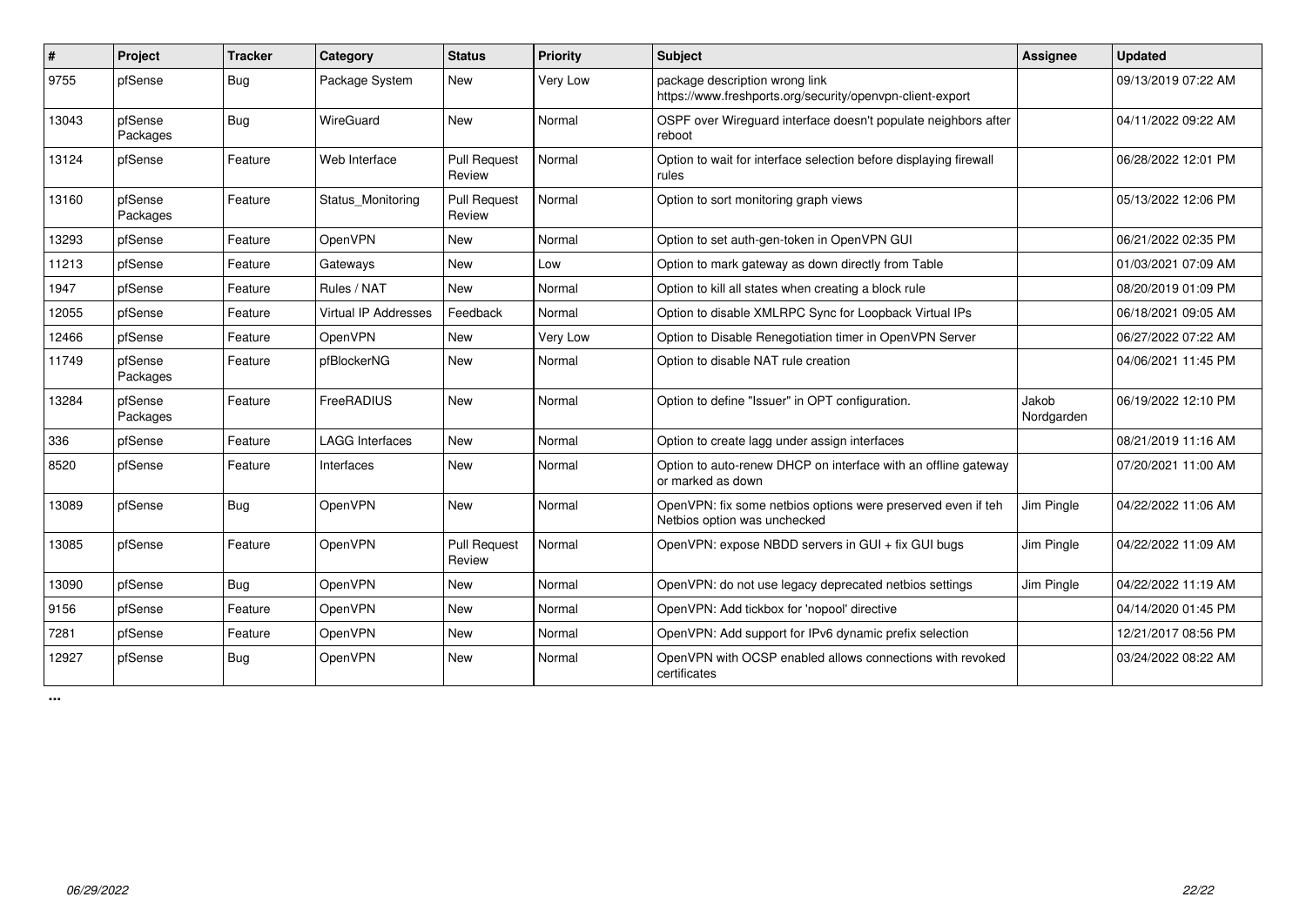| # | Project | Tracker | Category | Status | Priority | Subject | Assignee | Updated |
|---|---|---|---|---|---|---|---|---|
| 9755 | pfSense | Bug | Package System | New | Very Low | package description wrong link https://www.freshports.org/security/openvpn-client-export | | 09/13/2019 07:22 AM |
| 13043 | pfSense Packages | Bug | WireGuard | New | Normal | OSPF over Wireguard interface doesn't populate neighbors after reboot | | 04/11/2022 09:22 AM |
| 13124 | pfSense | Feature | Web Interface | Pull Request Review | Normal | Option to wait for interface selection before displaying firewall rules | | 06/28/2022 12:01 PM |
| 13160 | pfSense Packages | Feature | Status_Monitoring | Pull Request Review | Normal | Option to sort monitoring graph views | | 05/13/2022 12:06 PM |
| 13293 | pfSense | Feature | OpenVPN | New | Normal | Option to set auth-gen-token in OpenVPN GUI | | 06/21/2022 02:35 PM |
| 11213 | pfSense | Feature | Gateways | New | Low | Option to mark gateway as down directly from Table | | 01/03/2021 07:09 AM |
| 1947 | pfSense | Feature | Rules / NAT | New | Normal | Option to kill all states when creating a block rule | | 08/20/2019 01:09 PM |
| 12055 | pfSense | Feature | Virtual IP Addresses | Feedback | Normal | Option to disable XMLRPC Sync for Loopback Virtual IPs | | 06/18/2021 09:05 AM |
| 12466 | pfSense | Feature | OpenVPN | New | Very Low | Option to Disable Renegotiation timer in OpenVPN Server | | 06/27/2022 07:22 AM |
| 11749 | pfSense Packages | Feature | pfBlockerNG | New | Normal | Option to disable NAT rule creation | | 04/06/2021 11:45 PM |
| 13284 | pfSense Packages | Feature | FreeRADIUS | New | Normal | Option to define "Issuer" in OPT configuration. | Jakob Nordgarden | 06/19/2022 12:10 PM |
| 336 | pfSense | Feature | LAGG Interfaces | New | Normal | Option to create lagg under assign interfaces | | 08/21/2019 11:16 AM |
| 8520 | pfSense | Feature | Interfaces | New | Normal | Option to auto-renew DHCP on interface with an offline gateway or marked as down | | 07/20/2021 11:00 AM |
| 13089 | pfSense | Bug | OpenVPN | New | Normal | OpenVPN: fix some netbios options were preserved even if teh Netbios option was unchecked | Jim Pingle | 04/22/2022 11:06 AM |
| 13085 | pfSense | Feature | OpenVPN | Pull Request Review | Normal | OpenVPN: expose NBDD servers in GUI + fix GUI bugs | Jim Pingle | 04/22/2022 11:09 AM |
| 13090 | pfSense | Bug | OpenVPN | New | Normal | OpenVPN: do not use legacy deprecated netbios settings | Jim Pingle | 04/22/2022 11:19 AM |
| 9156 | pfSense | Feature | OpenVPN | New | Normal | OpenVPN: Add tickbox for 'nopool' directive | | 04/14/2020 01:45 PM |
| 7281 | pfSense | Feature | OpenVPN | New | Normal | OpenVPN: Add support for IPv6 dynamic prefix selection | | 12/21/2017 08:56 PM |
| 12927 | pfSense | Bug | OpenVPN | New | Normal | OpenVPN with OCSP enabled allows connections with revoked certificates | | 03/24/2022 08:22 AM |

...